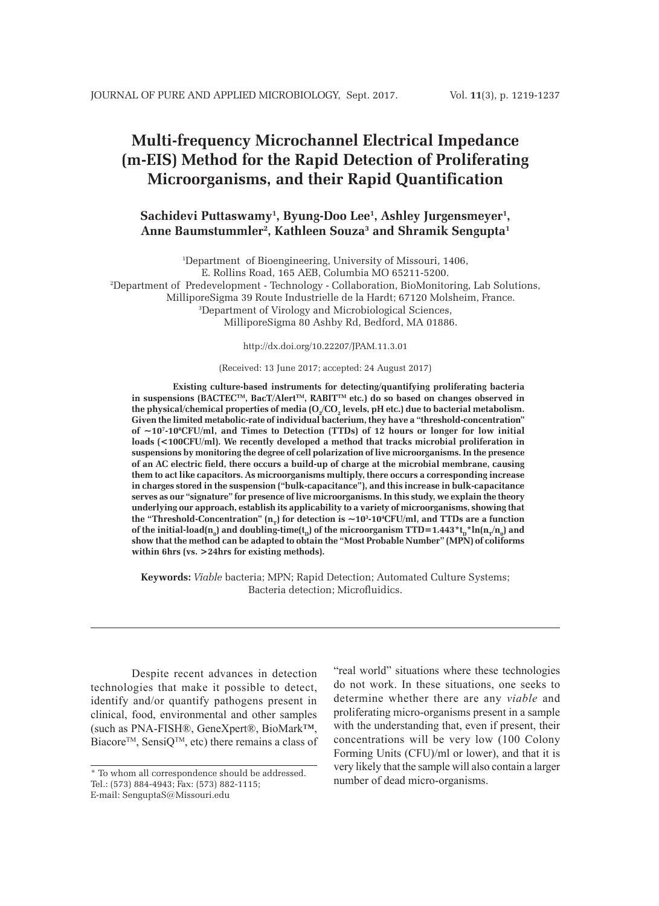# Multi-frequency Microchannel Electrical Impedance (m-EIS) Method for the Rapid Detection of Proliferating Microorganisms, and their Rapid Quantification

**Sachidevi Puttaswamy[1], Byung-Doo Lee[1], Ashley Jurgensmeyer[1], Anne Baumstummler[2], Kathleen Souza[3] and Shramik Sengupta[1]**

[1]Department of Bioengineering, University of Missouri, 1406, E. Rollins Road, 165 AEB, Columbia MO 65211-5200.
[2]Department of Predevelopment - Technology - Collaboration, BioMonitoring, Lab Solutions, MilliporeSigma 39 Route Industrielle de la Hardt; 67120 Molsheim, France.
[3]Department of Virology and Microbiological Sciences, MilliporeSigma 80 Ashby Rd, Bedford, MA 01886.

http://dx.doi.org/10.22207/JPAM.11.3.01

(Received: 13 June 2017; accepted: 24 August 2017)

**Existing culture-based instruments for detecting/quantifying proliferating bacteria in suspensions (BACTEC™, BacT/Alert™, RABIT™ etc.) do so based on changes observed in the physical/chemical properties of media ($O_2$/$CO_2$ levels, pH etc.) due to bacterial metabolism. Given the limited metabolic-rate of individual bacterium, they have a "threshold-concentration" of ~$10^7$-$10^8$CFU/ml, and Times to Detection (TTDs) of 12 hours or longer for low initial loads (<100CFU/ml). We recently developed a method that tracks microbial proliferation in suspensions by monitoring the degree of cell polarization of live microorganisms. In the presence of an AC electric field, there occurs a build-up of charge at the microbial membrane, causing them to act like capacitors. As microorganisms multiply, there occurs a corresponding increase in charges stored in the suspension ("bulk-capacitance"), and this increase in bulk-capacitance serves as our "signature" for presence of live microorganisms. In this study, we explain the theory underlying our approach, establish its applicability to a variety of microorganisms, showing that the "Threshold-Concentration" ($n_T$) for detection is ~$10^3$-$10^4$CFU/ml, and TTDs are a function of the initial-load($n_0$) and doubling-time($t_D$) of the microorganism TTD=1.443*$t_D$*ln($n_T$/$n_0$) and show that the method can be adapted to obtain the "Most Probable Number" (MPN) of coliforms within 6hrs (vs. >24hrs for existing methods).**

**Keywords:** *Viable* bacteria; MPN; Rapid Detection; Automated Culture Systems; Bacteria detection; Microfluidics.

---

Despite recent advances in detection technologies that make it possible to detect, identify and/or quantify pathogens present in clinical, food, environmental and other samples (such as PNA-FISH®, GeneXpert®, BioMark™, Biacore™, SensiQ™, etc) there remains a class of "real world" situations where these technologies do not work. In these situations, one seeks to determine whether there are any *viable* and proliferating micro-organisms present in a sample with the understanding that, even if present, their concentrations will be very low (100 Colony Forming Units (CFU)/ml or lower), and that it is very likely that the sample will also contain a larger number of dead micro-organisms.

* To whom all correspondence should be addressed.
Tel.: (573) 884-4943; Fax: (573) 882-1115;
E-mail: SenguptaS@Missouri.edu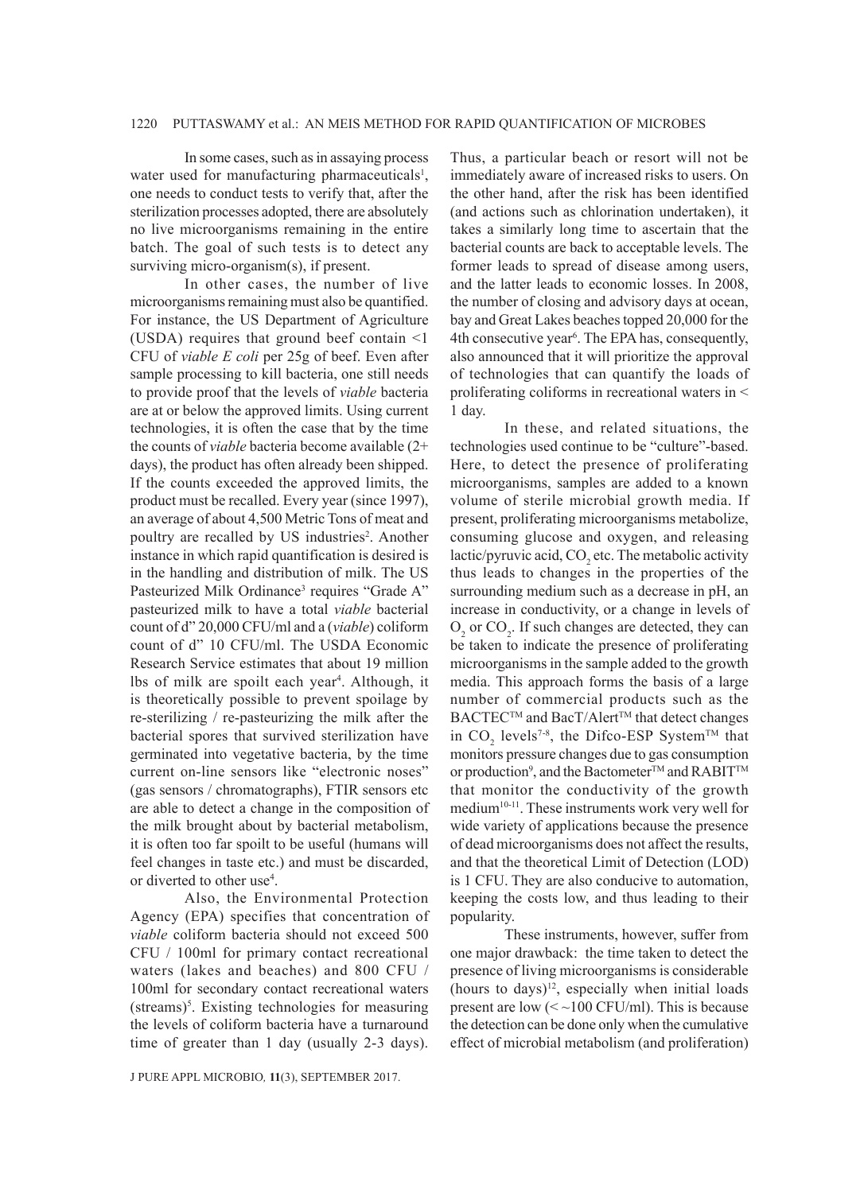In some cases, such as in assaying process water used for manufacturing pharmaceuticals[1], one needs to conduct tests to verify that, after the sterilization processes adopted, there are absolutely no live microorganisms remaining in the entire batch. The goal of such tests is to detect any surviving micro-organism(s), if present.

In other cases, the number of live microorganisms remaining must also be quantified. For instance, the US Department of Agriculture (USDA) requires that ground beef contain <1 CFU of *viable E coli* per 25g of beef. Even after sample processing to kill bacteria, one still needs to provide proof that the levels of *viable* bacteria are at or below the approved limits. Using current technologies, it is often the case that by the time the counts of *viable* bacteria become available (2+ days), the product has often already been shipped. If the counts exceeded the approved limits, the product must be recalled. Every year (since 1997), an average of about 4,500 Metric Tons of meat and poultry are recalled by US industries[2]. Another instance in which rapid quantification is desired is in the handling and distribution of milk. The US Pasteurized Milk Ordinance[3] requires "Grade A" pasteurized milk to have a total *viable* bacterial count of d" 20,000 CFU/ml and a (*viable*) coliform count of d" 10 CFU/ml. The USDA Economic Research Service estimates that about 19 million lbs of milk are spoilt each year[4]. Although, it is theoretically possible to prevent spoilage by re-sterilizing / re-pasteurizing the milk after the bacterial spores that survived sterilization have germinated into vegetative bacteria, by the time current on-line sensors like "electronic noses" (gas sensors / chromatographs), FTIR sensors etc are able to detect a change in the composition of the milk brought about by bacterial metabolism, it is often too far spoilt to be useful (humans will feel changes in taste etc.) and must be discarded, or diverted to other use[4].

Also, the Environmental Protection Agency (EPA) specifies that concentration of *viable* coliform bacteria should not exceed 500 CFU / 100ml for primary contact recreational waters (lakes and beaches) and 800 CFU / 100ml for secondary contact recreational waters (streams)[5]. Existing technologies for measuring the levels of coliform bacteria have a turnaround time of greater than 1 day (usually 2-3 days). Thus, a particular beach or resort will not be immediately aware of increased risks to users. On the other hand, after the risk has been identified (and actions such as chlorination undertaken), it takes a similarly long time to ascertain that the bacterial counts are back to acceptable levels. The former leads to spread of disease among users, and the latter leads to economic losses. In 2008, the number of closing and advisory days at ocean, bay and Great Lakes beaches topped 20,000 for the 4th consecutive year[6]. The EPA has, consequently, also announced that it will prioritize the approval of technologies that can quantify the loads of proliferating coliforms in recreational waters in < 1 day.

In these, and related situations, the technologies used continue to be "culture"-based. Here, to detect the presence of proliferating microorganisms, samples are added to a known volume of sterile microbial growth media. If present, proliferating microorganisms metabolize, consuming glucose and oxygen, and releasing lactic/pyruvic acid, $CO_2$ etc. The metabolic activity thus leads to changes in the properties of the surrounding medium such as a decrease in pH, an increase in conductivity, or a change in levels of $O_2$ or $CO_2$. If such changes are detected, they can be taken to indicate the presence of proliferating microorganisms in the sample added to the growth media. This approach forms the basis of a large number of commercial products such as the BACTEC™ and BacT/Alert™ that detect changes in $CO_2$ levels[7-8], the Difco-ESP System™ that monitors pressure changes due to gas consumption or production[9], and the Bactometer™ and RABIT™ that monitor the conductivity of the growth medium[10-11]. These instruments work very well for wide variety of applications because the presence of dead microorganisms does not affect the results, and that the theoretical Limit of Detection (LOD) is 1 CFU. They are also conducive to automation, keeping the costs low, and thus leading to their popularity.

These instruments, however, suffer from one major drawback: the time taken to detect the presence of living microorganisms is considerable (hours to days)[12], especially when initial loads present are low (< ~100 CFU/ml). This is because the detection can be done only when the cumulative effect of microbial metabolism (and proliferation)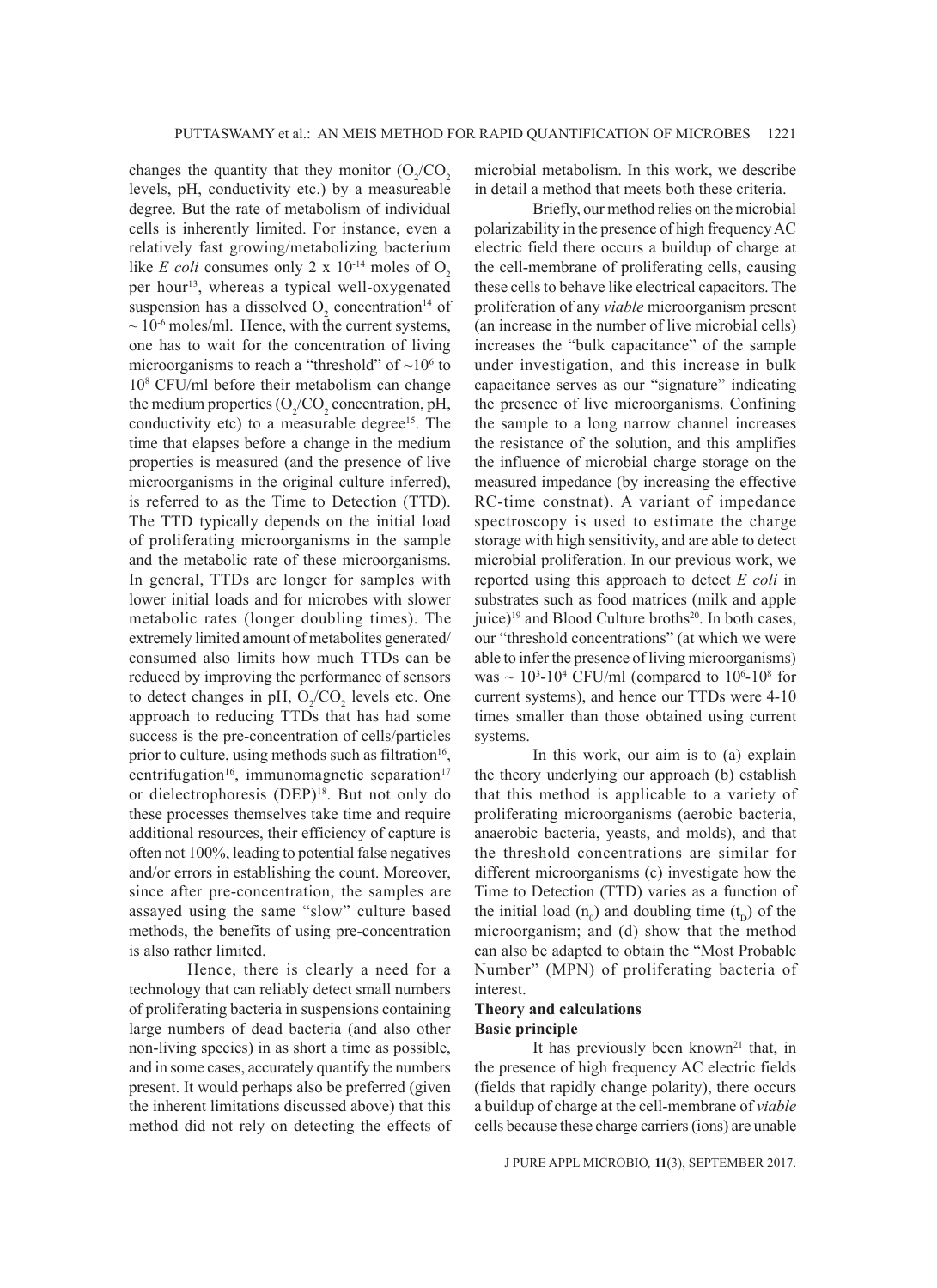changes the quantity that they monitor ($O_2/CO_2$ levels, pH, conductivity etc.) by a measureable degree. But the rate of metabolism of individual cells is inherently limited. For instance, even a relatively fast growing/metabolizing bacterium like *E coli* consumes only 2 x $10^{-14}$ moles of $O_2$ per hour[13], whereas a typical well-oxygenated suspension has a dissolved $O_2$ concentration[14] of ~ $10^{-6}$ moles/ml. Hence, with the current systems, one has to wait for the concentration of living microorganisms to reach a "threshold" of ~$10^6$ to $10^8$ CFU/ml before their metabolism can change the medium properties ($O_2/CO_2$ concentration, pH, conductivity etc) to a measurable degree[15]. The time that elapses before a change in the medium properties is measured (and the presence of live microorganisms in the original culture inferred), is referred to as the Time to Detection (TTD). The TTD typically depends on the initial load of proliferating microorganisms in the sample and the metabolic rate of these microorganisms. In general, TTDs are longer for samples with lower initial loads and for microbes with slower metabolic rates (longer doubling times). The extremely limited amount of metabolites generated/consumed also limits how much TTDs can be reduced by improving the performance of sensors to detect changes in pH, $O_2/CO_2$ levels etc. One approach to reducing TTDs that has had some success is the pre-concentration of cells/particles prior to culture, using methods such as filtration[16], centrifugation[16], immunomagnetic separation[17] or dielectrophoresis (DEP)[18]. But not only do these processes themselves take time and require additional resources, their efficiency of capture is often not 100%, leading to potential false negatives and/or errors in establishing the count. Moreover, since after pre-concentration, the samples are assayed using the same "slow" culture based methods, the benefits of using pre-concentration is also rather limited.

Hence, there is clearly a need for a technology that can reliably detect small numbers of proliferating bacteria in suspensions containing large numbers of dead bacteria (and also other non-living species) in as short a time as possible, and in some cases, accurately quantify the numbers present. It would perhaps also be preferred (given the inherent limitations discussed above) that this method did not rely on detecting the effects of microbial metabolism. In this work, we describe in detail a method that meets both these criteria.

Briefly, our method relies on the microbial polarizability in the presence of high frequency AC electric field there occurs a buildup of charge at the cell-membrane of proliferating cells, causing these cells to behave like electrical capacitors. The proliferation of any *viable* microorganism present (an increase in the number of live microbial cells) increases the "bulk capacitance" of the sample under investigation, and this increase in bulk capacitance serves as our "signature" indicating the presence of live microorganisms. Confining the sample to a long narrow channel increases the resistance of the solution, and this amplifies the influence of microbial charge storage on the measured impedance (by increasing the effective RC-time constnat). A variant of impedance spectroscopy is used to estimate the charge storage with high sensitivity, and are able to detect microbial proliferation. In our previous work, we reported using this approach to detect *E coli* in substrates such as food matrices (milk and apple juice)[19] and Blood Culture broths[20]. In both cases, our "threshold concentrations" (at which we were able to infer the presence of living microorganisms) was ~ $10^3$-$10^4$ CFU/ml (compared to $10^6$-$10^8$ for current systems), and hence our TTDs were 4-10 times smaller than those obtained using current systems.

In this work, our aim is to (a) explain the theory underlying our approach (b) establish that this method is applicable to a variety of proliferating microorganisms (aerobic bacteria, anaerobic bacteria, yeasts, and molds), and that the threshold concentrations are similar for different microorganisms (c) investigate how the Time to Detection (TTD) varies as a function of the initial load ($n_0$) and doubling time ($t_D$) of the microorganism; and (d) show that the method can also be adapted to obtain the "Most Probable Number" (MPN) of proliferating bacteria of interest.

## Theory and calculations

### Basic principle

It has previously been known[21] that, in the presence of high frequency AC electric fields (fields that rapidly change polarity), there occurs a buildup of charge at the cell-membrane of *viable* cells because these charge carriers (ions) are unable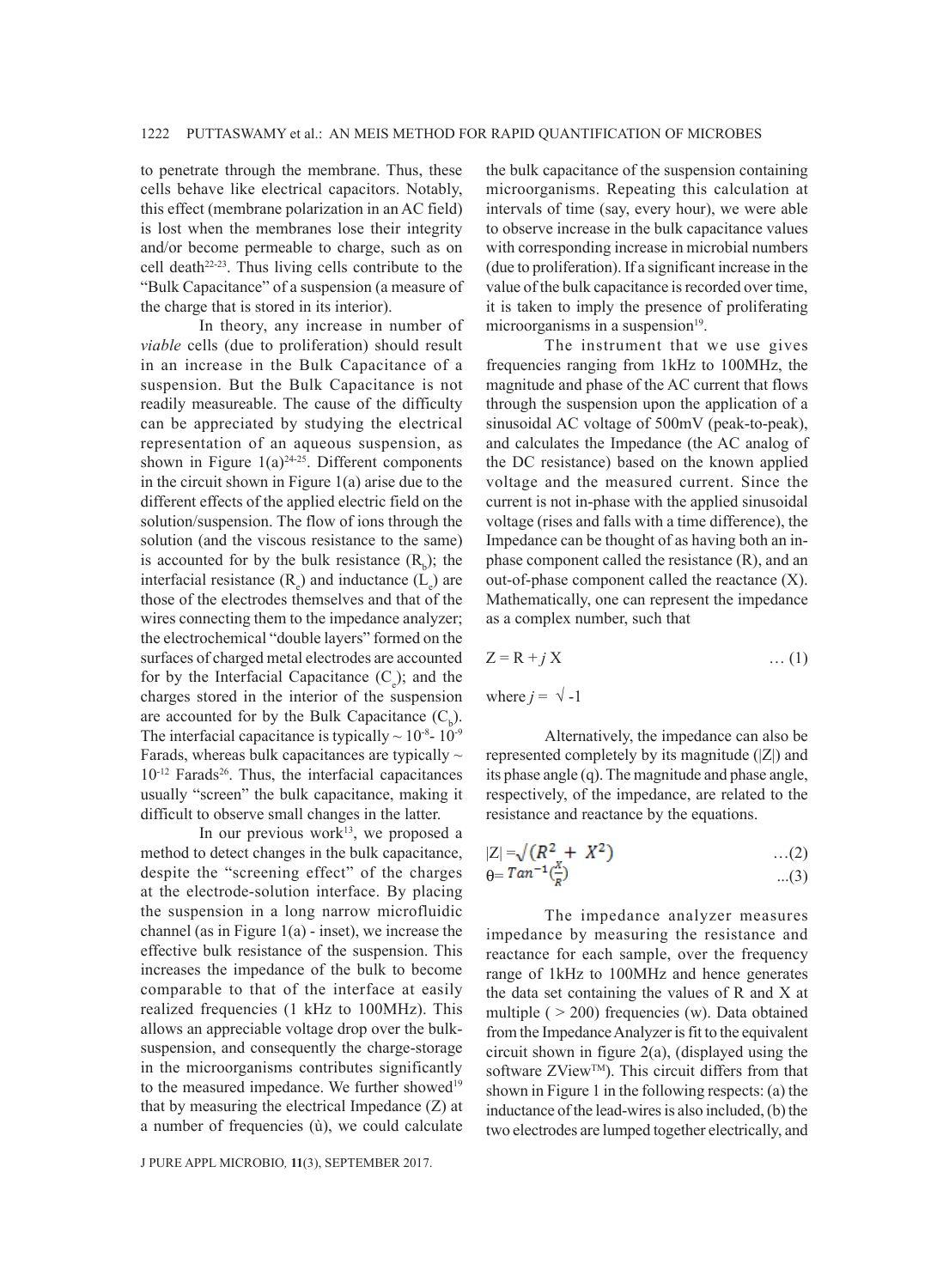to penetrate through the membrane. Thus, these cells behave like electrical capacitors. Notably, this effect (membrane polarization in an AC field) is lost when the membranes lose their integrity and/or become permeable to charge, such as on cell death[22-23]. Thus living cells contribute to the "Bulk Capacitance" of a suspension (a measure of the charge that is stored in its interior).

In theory, any increase in number of *viable* cells (due to proliferation) should result in an increase in the Bulk Capacitance of a suspension. But the Bulk Capacitance is not readily measureable. The cause of the difficulty can be appreciated by studying the electrical representation of an aqueous suspension, as shown in Figure 1(a)[24-25]. Different components in the circuit shown in Figure 1(a) arise due to the different effects of the applied electric field on the solution/suspension. The flow of ions through the solution (and the viscous resistance to the same) is accounted for by the bulk resistance ($R_b$); the interfacial resistance ($R_e$) and inductance ($L_e$) are those of the electrodes themselves and that of the wires connecting them to the impedance analyzer; the electrochemical "double layers" formed on the surfaces of charged metal electrodes are accounted for by the Interfacial Capacitance ($C_e$); and the charges stored in the interior of the suspension are accounted for by the Bulk Capacitance ($C_b$). The interfacial capacitance is typically ~ $10^{-8}$- $10^{-9}$ Farads, whereas bulk capacitances are typically ~ $10^{-12}$ Farads[26]. Thus, the interfacial capacitances usually "screen" the bulk capacitance, making it difficult to observe small changes in the latter.

In our previous work[13], we proposed a method to detect changes in the bulk capacitance, despite the "screening effect" of the charges at the electrode-solution interface. By placing the suspension in a long narrow microfluidic channel (as in Figure 1(a) - inset), we increase the effective bulk resistance of the suspension. This increases the impedance of the bulk to become comparable to that of the interface at easily realized frequencies (1 kHz to 100MHz). This allows an appreciable voltage drop over the bulk-suspension, and consequently the charge-storage in the microorganisms contributes significantly to the measured impedance. We further showed[19] that by measuring the electrical Impedance (Z) at a number of frequencies (ù), we could calculate the bulk capacitance of the suspension containing microorganisms. Repeating this calculation at intervals of time (say, every hour), we were able to observe increase in the bulk capacitance values with corresponding increase in microbial numbers (due to proliferation). If a significant increase in the value of the bulk capacitance is recorded over time, it is taken to imply the presence of proliferating microorganisms in a suspension[19].

The instrument that we use gives frequencies ranging from 1kHz to 100MHz, the magnitude and phase of the AC current that flows through the suspension upon the application of a sinusoidal AC voltage of 500mV (peak-to-peak), and calculates the Impedance (the AC analog of the DC resistance) based on the known applied voltage and the measured current. Since the current is not in-phase with the applied sinusoidal voltage (rises and falls with a time difference), the Impedance can be thought of as having both an in-phase component called the resistance (R), and an out-of-phase component called the reactance (X). Mathematically, one can represent the impedance as a complex number, such that

$$Z = R + jX \qquad \ldots (1)$$

where $j = \sqrt{-1}$

Alternatively, the impedance can also be represented completely by its magnitude (|Z|) and its phase angle (q). The magnitude and phase angle, respectively, of the impedance, are related to the resistance and reactance by the equations.

$$|Z| = \sqrt{(R^2 + X^2)} \qquad \ldots (2)$$

$$\theta = Tan^{-1}\left(\frac{X}{R}\right) \qquad \ldots (3)$$

The impedance analyzer measures impedance by measuring the resistance and reactance for each sample, over the frequency range of 1kHz to 100MHz and hence generates the data set containing the values of R and X at multiple ( > 200) frequencies (w). Data obtained from the Impedance Analyzer is fit to the equivalent circuit shown in figure 2(a), (displayed using the software ZView™). This circuit differs from that shown in Figure 1 in the following respects: (a) the inductance of the lead-wires is also included, (b) the two electrodes are lumped together electrically, and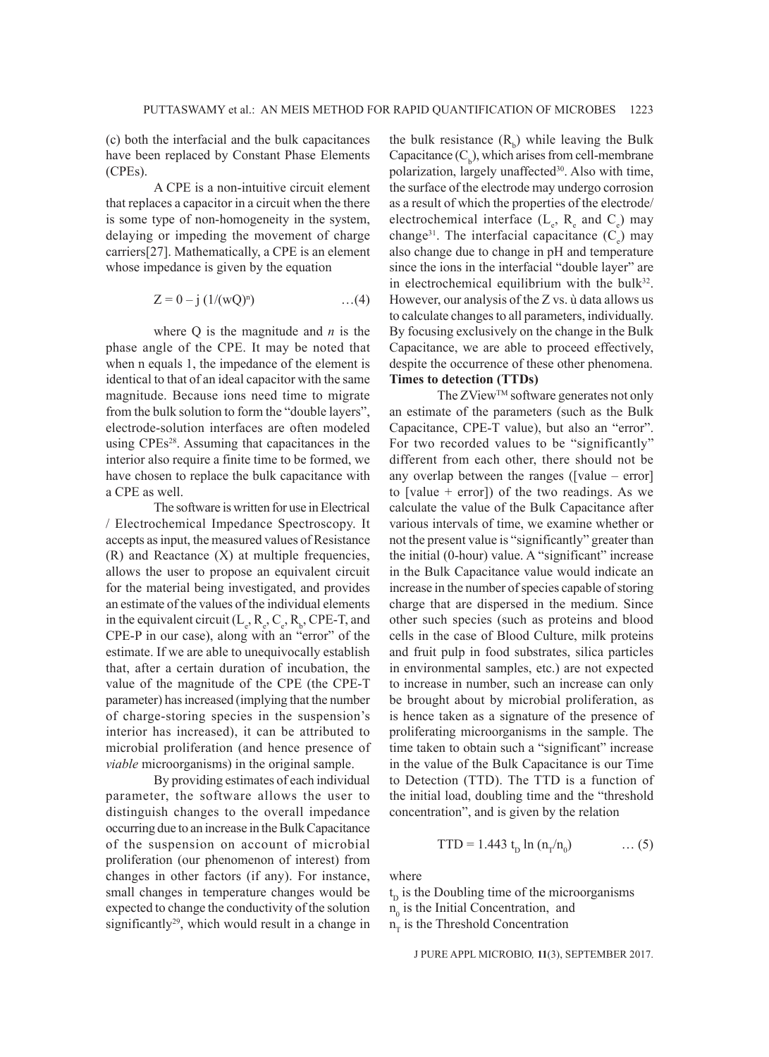(c) both the interfacial and the bulk capacitances have been replaced by Constant Phase Elements (CPEs).

A CPE is a non-intuitive circuit element that replaces a capacitor in a circuit when the there is some type of non-homogeneity in the system, delaying or impeding the movement of charge carriers[27]. Mathematically, a CPE is an element whose impedance is given by the equation

$$Z = 0 - j\,(1/(wQ)^n) \qquad \ldots(4)$$

where Q is the magnitude and *n* is the phase angle of the CPE. It may be noted that when n equals 1, the impedance of the element is identical to that of an ideal capacitor with the same magnitude. Because ions need time to migrate from the bulk solution to form the "double layers", electrode-solution interfaces are often modeled using CPEs[28]. Assuming that capacitances in the interior also require a finite time to be formed, we have chosen to replace the bulk capacitance with a CPE as well.

The software is written for use in Electrical / Electrochemical Impedance Spectroscopy. It accepts as input, the measured values of Resistance (R) and Reactance (X) at multiple frequencies, allows the user to propose an equivalent circuit for the material being investigated, and provides an estimate of the values of the individual elements in the equivalent circuit ($L_e$, $R_e$, $C_e$, $R_b$, CPE-T, and CPE-P in our case), along with an "error" of the estimate. If we are able to unequivocally establish that, after a certain duration of incubation, the value of the magnitude of the CPE (the CPE-T parameter) has increased (implying that the number of charge-storing species in the suspension's interior has increased), it can be attributed to microbial proliferation (and hence presence of *viable* microorganisms) in the original sample.

By providing estimates of each individual parameter, the software allows the user to distinguish changes to the overall impedance occurring due to an increase in the Bulk Capacitance of the suspension on account of microbial proliferation (our phenomenon of interest) from changes in other factors (if any). For instance, small changes in temperature changes would be expected to change the conductivity of the solution significantly[29], which would result in a change in the bulk resistance ($R_b$) while leaving the Bulk Capacitance ($C_b$), which arises from cell-membrane polarization, largely unaffected[30]. Also with time, the surface of the electrode may undergo corrosion as a result of which the properties of the electrode/electrochemical interface ($L_e$, $R_e$ and $C_e$) may change[31]. The interfacial capacitance ($C_e$) may also change due to change in pH and temperature since the ions in the interfacial "double layer" are in electrochemical equilibrium with the bulk[32]. However, our analysis of the Z vs. ù data allows us to calculate changes to all parameters, individually. By focusing exclusively on the change in the Bulk Capacitance, we are able to proceed effectively, despite the occurrence of these other phenomena.

**Times to detection (TTDs)**

The ZView™ software generates not only an estimate of the parameters (such as the Bulk Capacitance, CPE-T value), but also an "error". For two recorded values to be "significantly" different from each other, there should not be any overlap between the ranges ([value – error] to [value + error]) of the two readings. As we calculate the value of the Bulk Capacitance after various intervals of time, we examine whether or not the present value is "significantly" greater than the initial (0-hour) value. A "significant" increase in the Bulk Capacitance value would indicate an increase in the number of species capable of storing charge that are dispersed in the medium. Since other such species (such as proteins and blood cells in the case of Blood Culture, milk proteins and fruit pulp in food substrates, silica particles in environmental samples, etc.) are not expected to increase in number, such an increase can only be brought about by microbial proliferation, as is hence taken as a signature of the presence of proliferating microorganisms in the sample. The time taken to obtain such a "significant" increase in the value of the Bulk Capacitance is our Time to Detection (TTD). The TTD is a function of the initial load, doubling time and the "threshold concentration", and is given by the relation

$$TTD = 1.443\, t_D \ln (n_T/n_0) \qquad \ldots (5)$$

where

$t_D$ is the Doubling time of the microorganisms

$n_0$ is the Initial Concentration, and

$n_T$ is the Threshold Concentration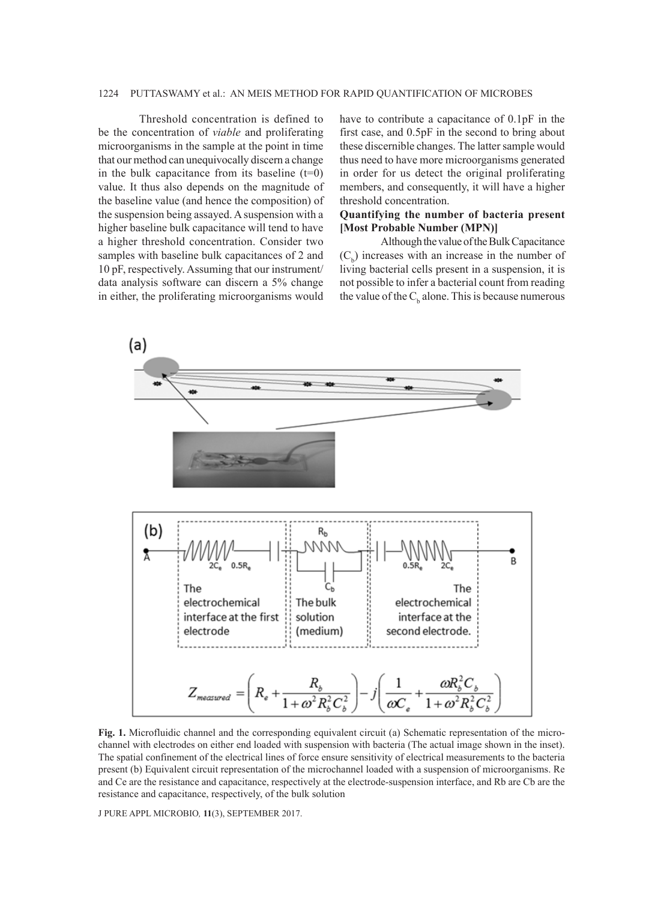Threshold concentration is defined to be the concentration of *viable* and proliferating microorganisms in the sample at the point in time that our method can unequivocally discern a change in the bulk capacitance from its baseline (t=0) value. It thus also depends on the magnitude of the baseline value (and hence the composition) of the suspension being assayed. A suspension with a higher baseline bulk capacitance will tend to have a higher threshold concentration. Consider two samples with baseline bulk capacitances of 2 and 10 pF, respectively. Assuming that our instrument/data analysis software can discern a 5% change in either, the proliferating microorganisms would have to contribute a capacitance of 0.1pF in the first case, and 0.5pF in the second to bring about these discernible changes. The latter sample would thus need to have more microorganisms generated in order for us detect the original proliferating members, and consequently, it will have a higher threshold concentration.

**Quantifying the number of bacteria present [Most Probable Number (MPN)]**

Although the value of the Bulk Capacitance ($C_b$) increases with an increase in the number of living bacterial cells present in a suspension, it is not possible to infer a bacterial count from reading the value of the $C_b$ alone. This is because numerous

$$Z_{measured} = \left( R_e + \frac{R_b}{1+\omega^2 R_b^2 C_b^2} \right) - j\left( \frac{1}{\omega C_e} + \frac{\omega R_b^2 C_b}{1+\omega^2 R_b^2 C_b^2} \right)$$

**Fig. 1.** Microfluidic channel and the corresponding equivalent circuit (a) Schematic representation of the microchannel with electrodes on either end loaded with suspension with bacteria (The actual image shown in the inset). The spatial confinement of the electrical lines of force ensure sensitivity of electrical measurements to the bacteria present (b) Equivalent circuit representation of the microchannel loaded with a suspension of microorganisms. Re and Ce are the resistance and capacitance, respectively at the electrode-suspension interface, and Rb are Cb are the resistance and capacitance, respectively, of the bulk solution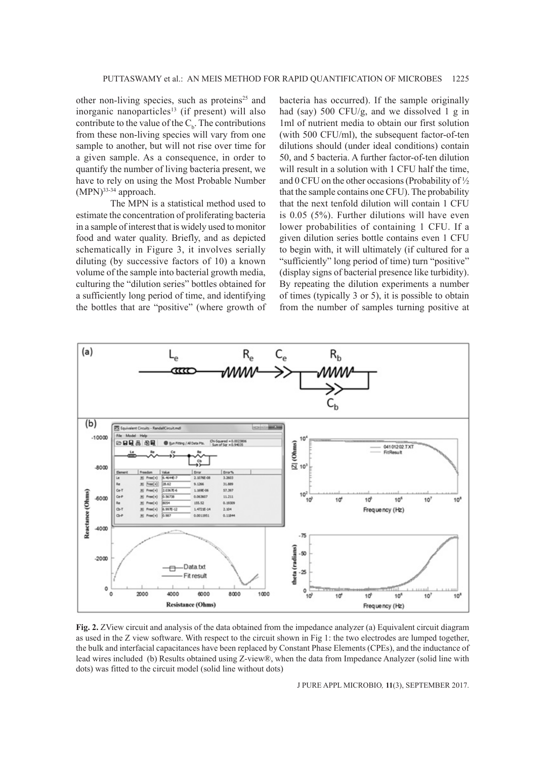other non-living species, such as proteins[25] and inorganic nanoparticles[13] (if present) will also contribute to the value of the $C_b$. The contributions from these non-living species will vary from one sample to another, but will not rise over time for a given sample. As a consequence, in order to quantify the number of living bacteria present, we have to rely on using the Most Probable Number (MPN)[33-34] approach.

The MPN is a statistical method used to estimate the concentration of proliferating bacteria in a sample of interest that is widely used to monitor food and water quality. Briefly, and as depicted schematically in Figure 3, it involves serially diluting (by successive factors of 10) a known volume of the sample into bacterial growth media, culturing the "dilution series" bottles obtained for a sufficiently long period of time, and identifying the bottles that are "positive" (where growth of bacteria has occurred). If the sample originally had (say) 500 CFU/g, and we dissolved 1 g in 1ml of nutrient media to obtain our first solution (with 500 CFU/ml), the subsequent factor-of-ten dilutions should (under ideal conditions) contain 50, and 5 bacteria. A further factor-of-ten dilution will result in a solution with 1 CFU half the time, and 0 CFU on the other occasions (Probability of ½ that the sample contains one CFU). The probability that the next tenfold dilution will contain 1 CFU is 0.05 (5%). Further dilutions will have even lower probabilities of containing 1 CFU. If a given dilution series bottle contains even 1 CFU to begin with, it will ultimately (if cultured for a "sufficiently" long period of time) turn "positive" (display signs of bacterial presence like turbidity). By repeating the dilution experiments a number of times (typically 3 or 5), it is possible to obtain from the number of samples turning positive at

**Fig. 2.** ZView circuit and analysis of the data obtained from the impedance analyzer (a) Equivalent circuit diagram as used in the Z view software. With respect to the circuit shown in Fig 1: the two electrodes are lumped together, the bulk and interfacial capacitances have been replaced by Constant Phase Elements (CPEs), and the inductance of lead wires included (b) Results obtained using Z-view®, when the data from Impedance Analyzer (solid line with dots) was fitted to the circuit model (solid line without dots)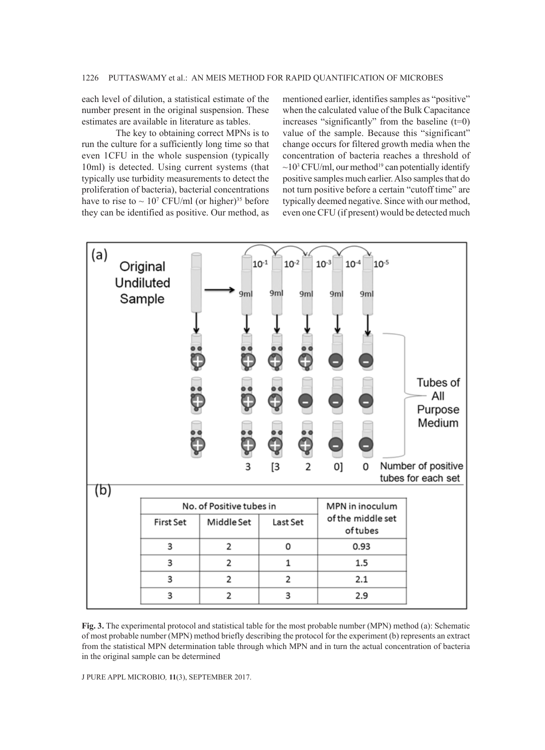each level of dilution, a statistical estimate of the number present in the original suspension. These estimates are available in literature as tables.

The key to obtaining correct MPNs is to run the culture for a sufficiently long time so that even 1CFU in the whole suspension (typically 10ml) is detected. Using current systems (that typically use turbidity measurements to detect the proliferation of bacteria), bacterial concentrations have to rise to ~ $10^7$ CFU/ml (or higher)[35] before they can be identified as positive. Our method, as mentioned earlier, identifies samples as "positive" when the calculated value of the Bulk Capacitance increases "significantly" from the baseline (t=0) value of the sample. Because this "significant" change occurs for filtered growth media when the concentration of bacteria reaches a threshold of ~$10^3$ CFU/ml, our method[19] can potentially identify positive samples much earlier. Also samples that do not turn positive before a certain "cutoff time" are typically deemed negative. Since with our method, even one CFU (if present) would be detected much

(a) Original Undiluted Sample → $10^{-1}$ 9ml, $10^{-2}$ 9ml, $10^{-3}$ 9ml, $10^{-4}$ 9ml, $10^{-5}$ 9ml

Tubes of All Purpose Medium

Number of positive tubes for each set: 3 [3 2 0] 0

(b)

| No. of Positive tubes in | | | MPN in inoculum of the middle set of tubes |
|---|---|---|---|
| First Set | Middle Set | Last Set | |
| 3 | 2 | 0 | 0.93 |
| 3 | 2 | 1 | 1.5 |
| 3 | 2 | 2 | 2.1 |
| 3 | 2 | 3 | 2.9 |

**Fig. 3.** The experimental protocol and statistical table for the most probable number (MPN) method (a): Schematic of most probable number (MPN) method briefly describing the protocol for the experiment (b) represents an extract from the statistical MPN determination table through which MPN and in turn the actual concentration of bacteria in the original sample can be determined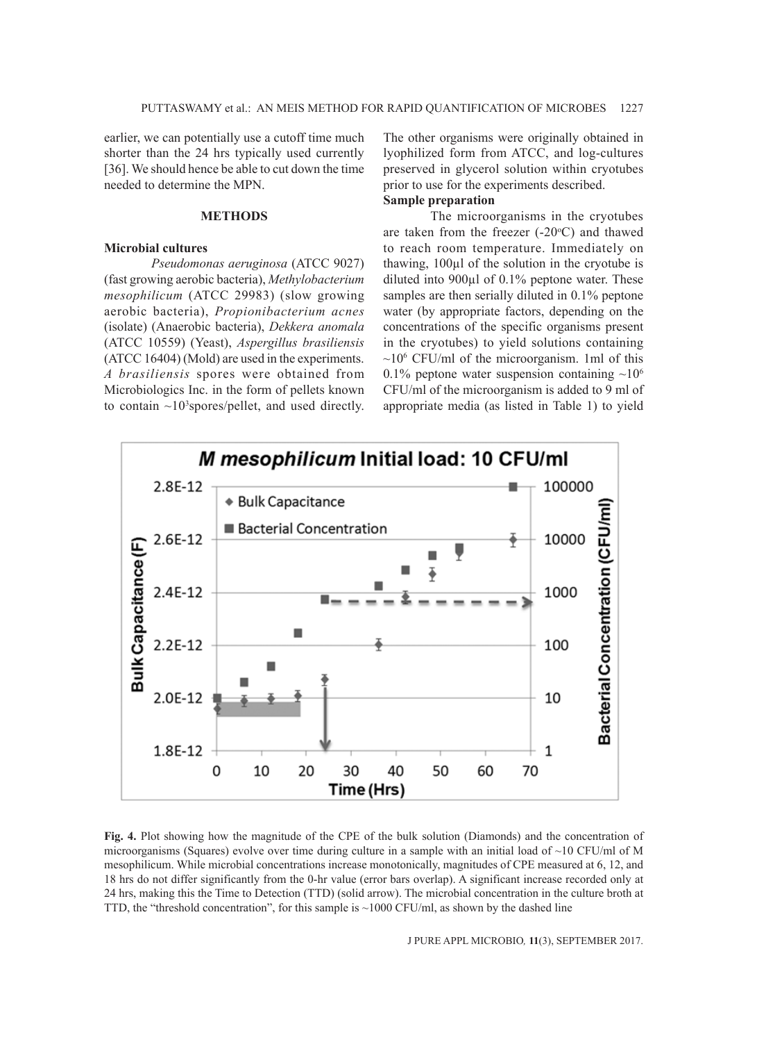earlier, we can potentially use a cutoff time much shorter than the 24 hrs typically used currently [36]. We should hence be able to cut down the time needed to determine the MPN.

## METHODS

### Microbial cultures

*Pseudomonas aeruginosa* (ATCC 9027) (fast growing aerobic bacteria), *Methylobacterium mesophilicum* (ATCC 29983) (slow growing aerobic bacteria), *Propionibacterium acnes* (isolate) (Anaerobic bacteria), *Dekkera anomala* (ATCC 10559) (Yeast), *Aspergillus brasiliensis* (ATCC 16404) (Mold) are used in the experiments. *A brasiliensis* spores were obtained from Microbiologics Inc. in the form of pellets known to contain ~$10^3$spores/pellet, and used directly. The other organisms were originally obtained in lyophilized form from ATCC, and log-cultures preserved in glycerol solution within cryotubes prior to use for the experiments described.

### Sample preparation

The microorganisms in the cryotubes are taken from the freezer (-20$^o$C) and thawed to reach room temperature. Immediately on thawing, 100µl of the solution in the cryotube is diluted into 900µl of 0.1% peptone water. These samples are then serially diluted in 0.1% peptone water (by appropriate factors, depending on the concentrations of the specific organisms present in the cryotubes) to yield solutions containing ~$10^6$ CFU/ml of the microorganism. 1ml of this 0.1% peptone water suspension containing ~$10^6$ CFU/ml of the microorganism is added to 9 ml of appropriate media (as listed in Table 1) to yield

**Fig. 4.** Plot showing how the magnitude of the CPE of the bulk solution (Diamonds) and the concentration of microorganisms (Squares) evolve over time during culture in a sample with an initial load of ~10 CFU/ml of M mesophilicum. While microbial concentrations increase monotonically, magnitudes of CPE measured at 6, 12, and 18 hrs do not differ significantly from the 0-hr value (error bars overlap). A significant increase recorded only at 24 hrs, making this the Time to Detection (TTD) (solid arrow). The microbial concentration in the culture broth at TTD, the "threshold concentration", for this sample is ~1000 CFU/ml, as shown by the dashed line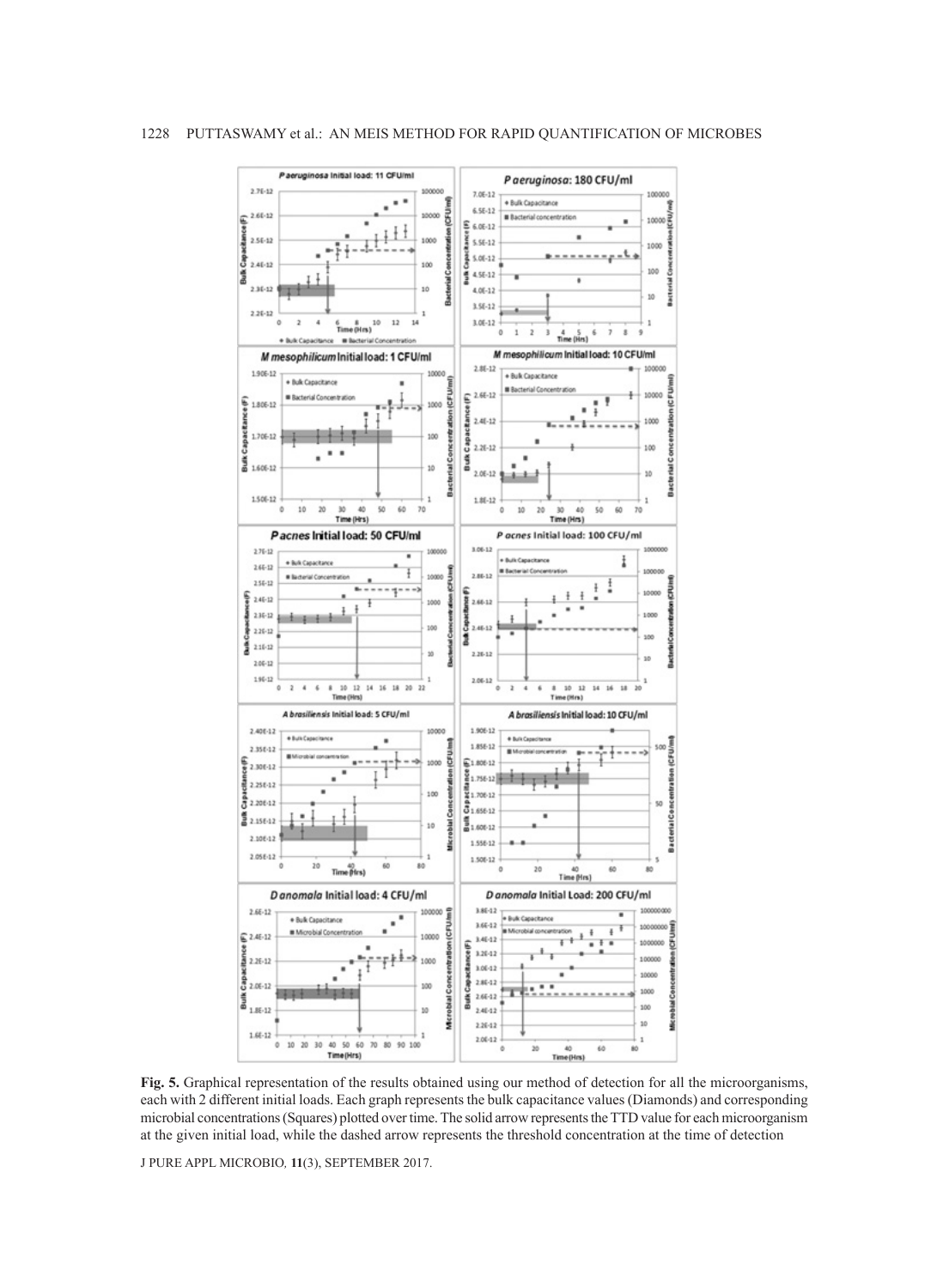**Fig. 5.** Graphical representation of the results obtained using our method of detection for all the microorganisms, each with 2 different initial loads. Each graph represents the bulk capacitance values (Diamonds) and corresponding microbial concentrations (Squares) plotted over time. The solid arrow represents the TTD value for each microorganism at the given initial load, while the dashed arrow represents the threshold concentration at the time of detection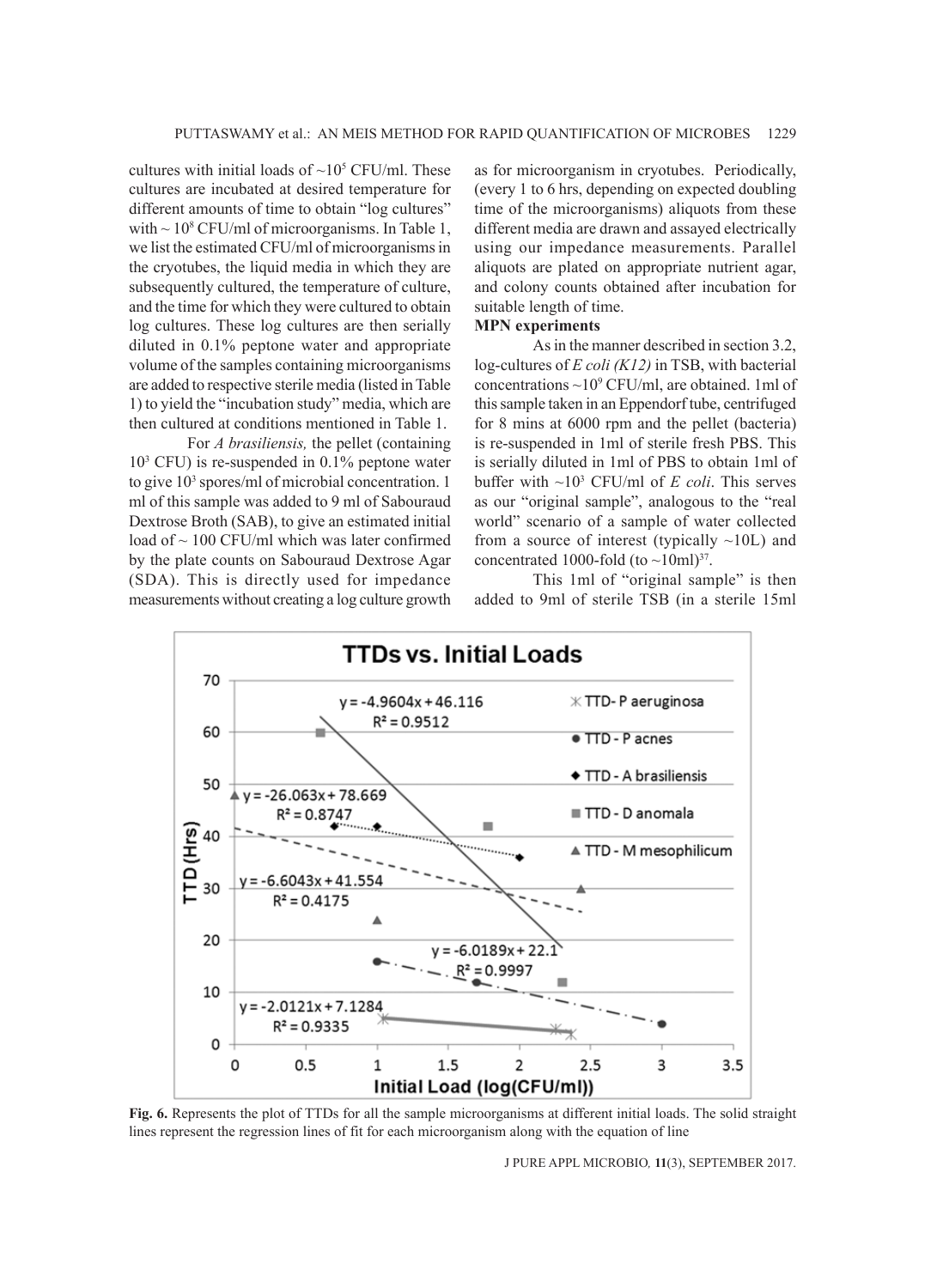cultures with initial loads of ~$10^5$ CFU/ml. These cultures are incubated at desired temperature for different amounts of time to obtain "log cultures" with ~ $10^8$ CFU/ml of microorganisms. In Table 1, we list the estimated CFU/ml of microorganisms in the cryotubes, the liquid media in which they are subsequently cultured, the temperature of culture, and the time for which they were cultured to obtain log cultures. These log cultures are then serially diluted in 0.1% peptone water and appropriate volume of the samples containing microorganisms are added to respective sterile media (listed in Table 1) to yield the "incubation study" media, which are then cultured at conditions mentioned in Table 1.

For *A brasiliensis,* the pellet (containing $10^3$ CFU) is re-suspended in 0.1% peptone water to give $10^3$ spores/ml of microbial concentration. 1 ml of this sample was added to 9 ml of Sabouraud Dextrose Broth (SAB), to give an estimated initial load of ~ 100 CFU/ml which was later confirmed by the plate counts on Sabouraud Dextrose Agar (SDA). This is directly used for impedance measurements without creating a log culture growth as for microorganism in cryotubes. Periodically, (every 1 to 6 hrs, depending on expected doubling time of the microorganisms) aliquots from these different media are drawn and assayed electrically using our impedance measurements. Parallel aliquots are plated on appropriate nutrient agar, and colony counts obtained after incubation for suitable length of time.

**MPN experiments**

As in the manner described in section 3.2, log-cultures of *E coli (K12)* in TSB, with bacterial concentrations ~$10^9$ CFU/ml, are obtained. 1ml of this sample taken in an Eppendorf tube, centrifuged for 8 mins at 6000 rpm and the pellet (bacteria) is re-suspended in 1ml of sterile fresh PBS. This is serially diluted in 1ml of PBS to obtain 1ml of buffer with ~$10^3$ CFU/ml of *E coli*. This serves as our "original sample", analogous to the "real world" scenario of a sample of water collected from a source of interest (typically ~10L) and concentrated 1000-fold (to ~10ml)[37].

This 1ml of "original sample" is then added to 9ml of sterile TSB (in a sterile 15ml

**Fig. 6.** Represents the plot of TTDs for all the sample microorganisms at different initial loads. The solid straight lines represent the regression lines of fit for each microorganism along with the equation of line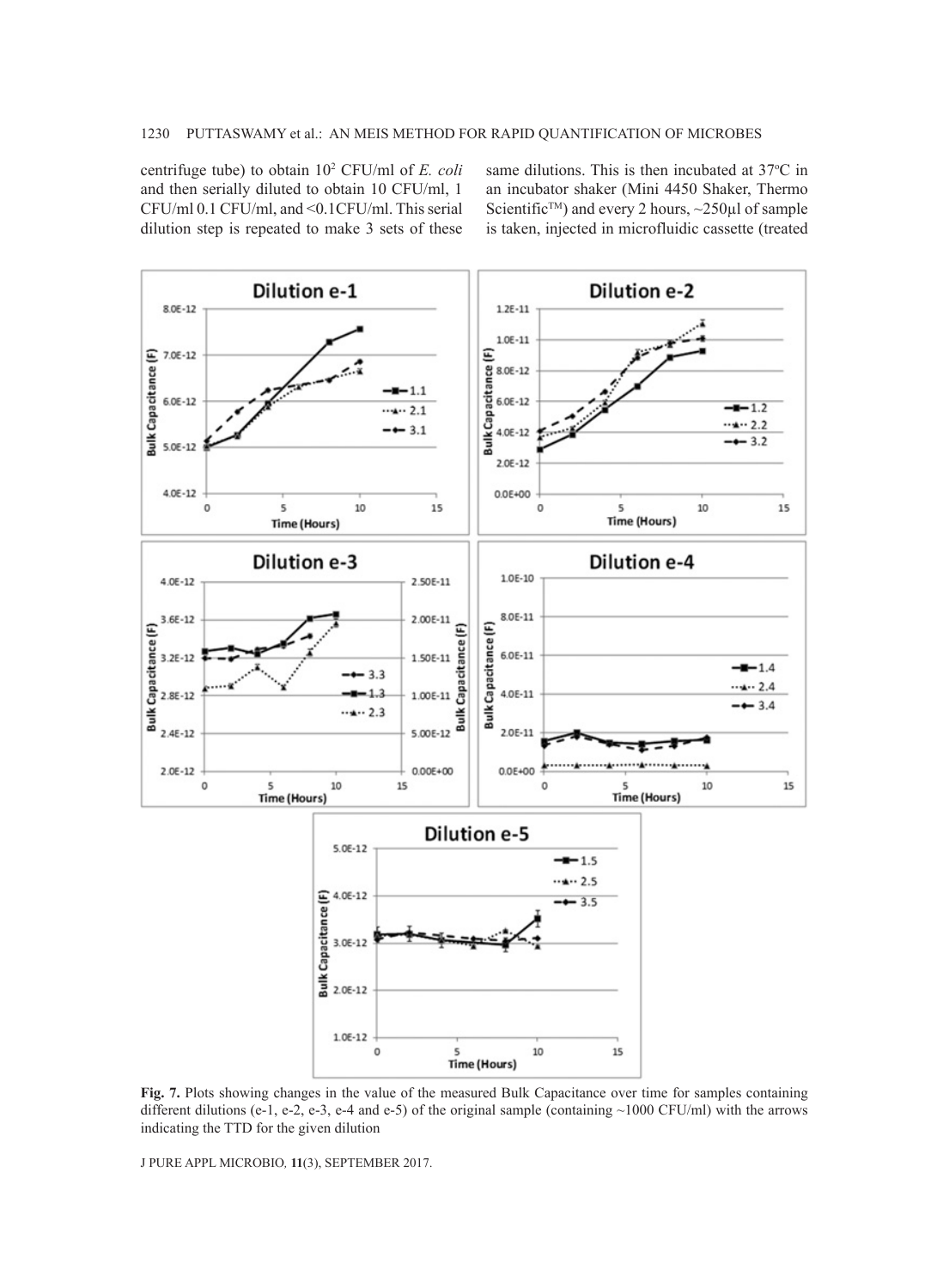centrifuge tube) to obtain $10^2$ CFU/ml of *E. coli* and then serially diluted to obtain 10 CFU/ml, 1 CFU/ml 0.1 CFU/ml, and <0.1CFU/ml. This serial dilution step is repeated to make 3 sets of these same dilutions. This is then incubated at 37°C in an incubator shaker (Mini 4450 Shaker, Thermo Scientific™) and every 2 hours, ~250µl of sample is taken, injected in microfluidic cassette (treated

**Fig. 7.** Plots showing changes in the value of the measured Bulk Capacitance over time for samples containing different dilutions (e-1, e-2, e-3, e-4 and e-5) of the original sample (containing ~1000 CFU/ml) with the arrows indicating the TTD for the given dilution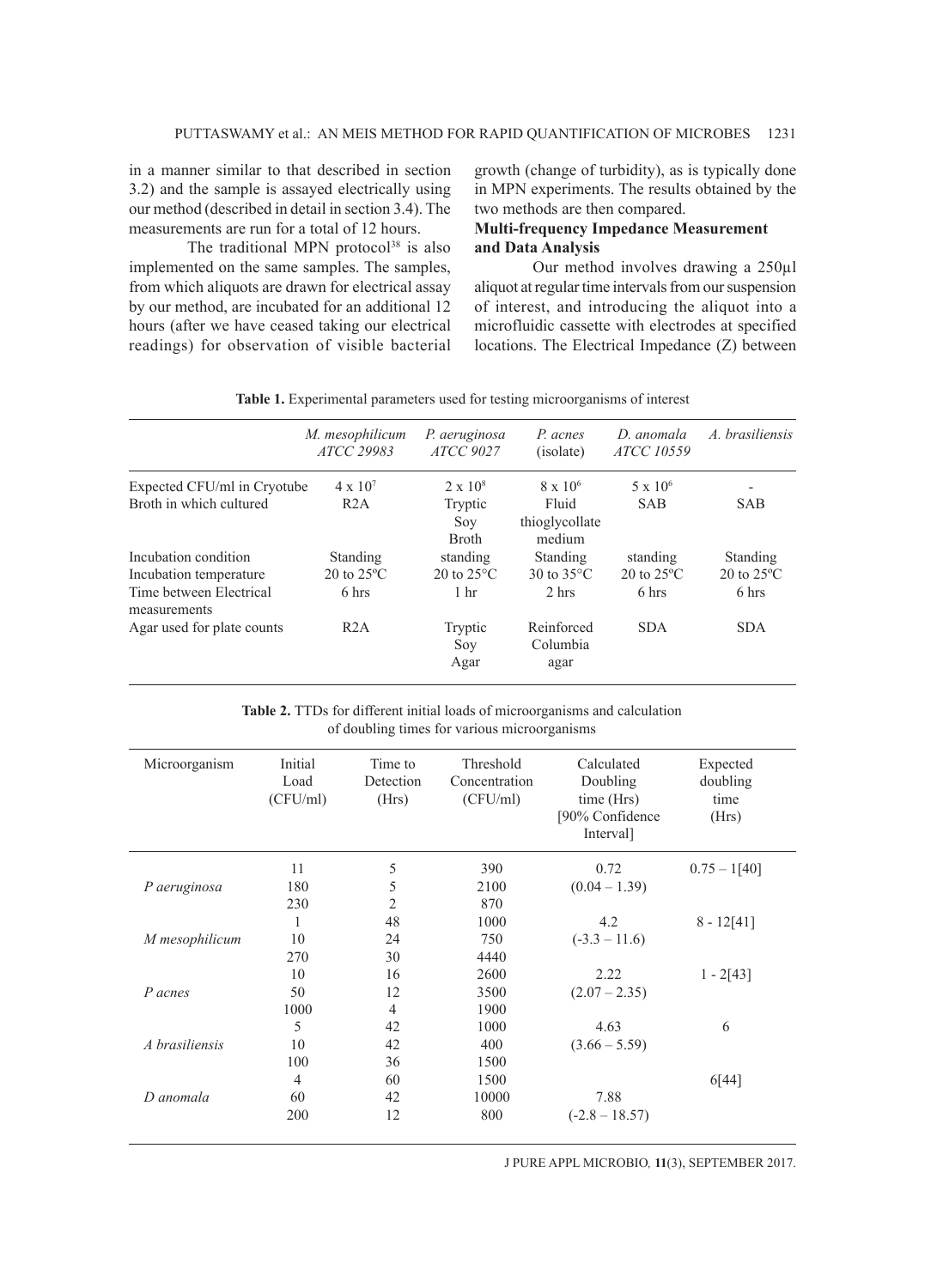in a manner similar to that described in section 3.2) and the sample is assayed electrically using our method (described in detail in section 3.4). The measurements are run for a total of 12 hours.

The traditional MPN protocol[38] is also implemented on the same samples. The samples, from which aliquots are drawn for electrical assay by our method, are incubated for an additional 12 hours (after we have ceased taking our electrical readings) for observation of visible bacterial growth (change of turbidity), as is typically done in MPN experiments. The results obtained by the two methods are then compared.

### Multi-frequency Impedance Measurement and Data Analysis

Our method involves drawing a 250µl aliquot at regular time intervals from our suspension of interest, and introducing the aliquot into a microfluidic cassette with electrodes at specified locations. The Electrical Impedance (Z) between

**Table 1.** Experimental parameters used for testing microorganisms of interest

| | *M. mesophilicum ATCC 29983* | *P. aeruginosa ATCC 9027* | *P. acnes* (isolate) | *D. anomala ATCC 10559* | *A. brasiliensis* |
|---|---|---|---|---|---|
| Expected CFU/ml in Cryotube | $4 \times 10^7$ | $2 \times 10^8$ | $8 \times 10^6$ | $5 \times 10^6$ | - |
| Broth in which cultured | R2A | Tryptic Soy Broth | Fluid thioglycollate medium | SAB | SAB |
| Incubation condition | Standing | standing | Standing | standing | Standing |
| Incubation temperature | 20 to 25ºC | 20 to 25°C | 30 to 35°C | 20 to 25ºC | 20 to 25ºC |
| Time between Electrical measurements | 6 hrs | 1 hr | 2 hrs | 6 hrs | 6 hrs |
| Agar used for plate counts | R2A | Tryptic Soy Agar | Reinforced Columbia agar | SDA | SDA |

**Table 2.** TTDs for different initial loads of microorganisms and calculation of doubling times for various microorganisms

| Microorganism | Initial Load (CFU/ml) | Time to Detection (Hrs) | Threshold Concentration (CFU/ml) | Calculated Doubling time (Hrs) [90% Confidence Interval] | Expected doubling time (Hrs) |
|---|---|---|---|---|---|
| | 11 | 5 | 390 | 0.72 | 0.75 – 1[40] |
| *P aeruginosa* | 180 | 5 | 2100 | (0.04 – 1.39) | |
| | 230 | 2 | 870 | | |
| | 1 | 48 | 1000 | 4.2 | 8 - 12[41] |
| *M mesophilicum* | 10 | 24 | 750 | (-3.3 – 11.6) | |
| | 270 | 30 | 4440 | | |
| | 10 | 16 | 2600 | 2.22 | 1 - 2[43] |
| *P acnes* | 50 | 12 | 3500 | (2.07 – 2.35) | |
| | 1000 | 4 | 1900 | | |
| | 5 | 42 | 1000 | 4.63 | 6 |
| *A brasiliensis* | 10 | 42 | 400 | (3.66 – 5.59) | |
| | 100 | 36 | 1500 | | |
| | 4 | 60 | 1500 | | 6[44] |
| *D anomala* | 60 | 42 | 10000 | 7.88 | |
| | 200 | 12 | 800 | (-2.8 – 18.57) | |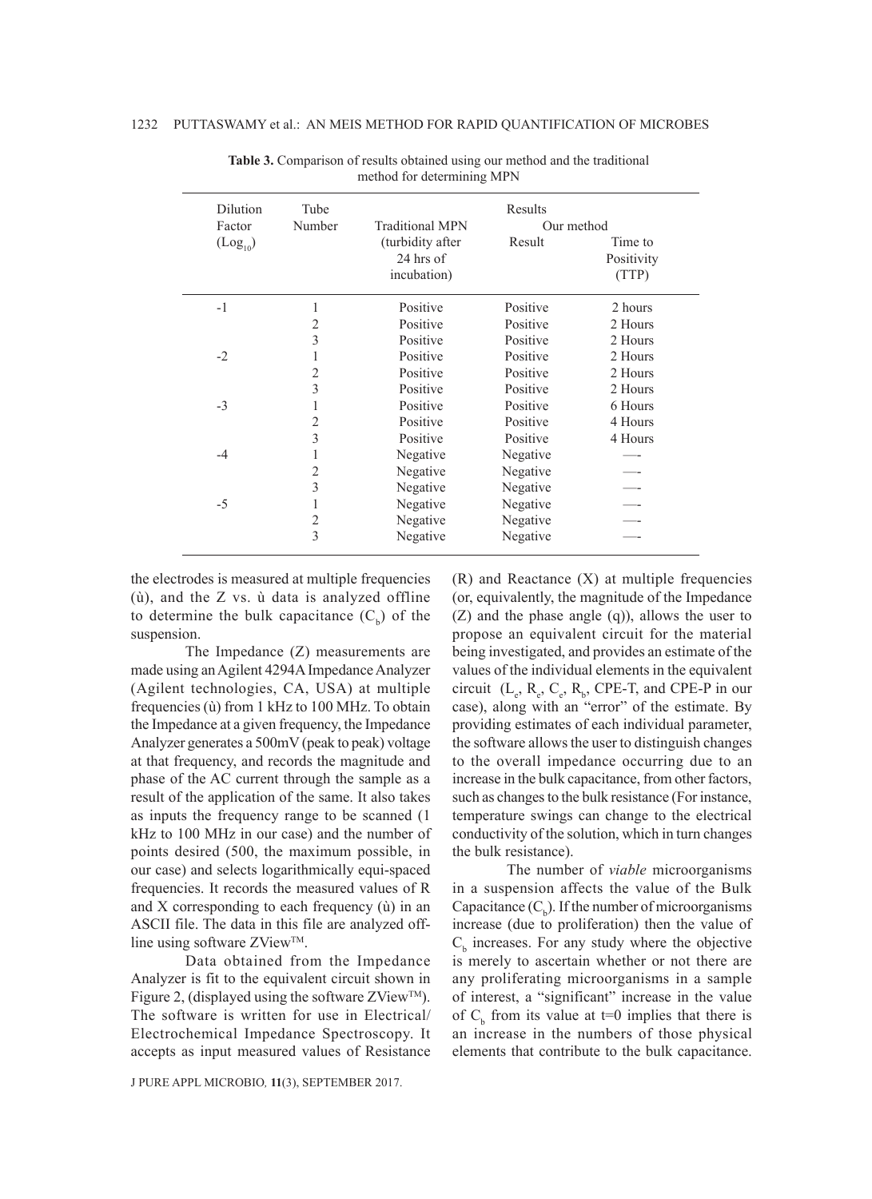**Table 3.** Comparison of results obtained using our method and the traditional method for determining MPN

| Dilution Factor ($Log_{10}$) | Tube Number | Results | | |
|---|---|---|---|---|
| | | Traditional MPN (turbidity after 24 hrs of incubation) | Our method | |
| | | | Result | Time to Positivity (TTP) |
| -1 | 1 | Positive | Positive | 2 hours |
| | 2 | Positive | Positive | 2 Hours |
| | 3 | Positive | Positive | 2 Hours |
| -2 | 1 | Positive | Positive | 2 Hours |
| | 2 | Positive | Positive | 2 Hours |
| | 3 | Positive | Positive | 2 Hours |
| -3 | 1 | Positive | Positive | 6 Hours |
| | 2 | Positive | Positive | 4 Hours |
| | 3 | Positive | Positive | 4 Hours |
| -4 | 1 | Negative | Negative | —- |
| | 2 | Negative | Negative | —- |
| | 3 | Negative | Negative | —- |
| -5 | 1 | Negative | Negative | —- |
| | 2 | Negative | Negative | —- |
| | 3 | Negative | Negative | —- |

the electrodes is measured at multiple frequencies (ù), and the Z vs. ù data is analyzed offline to determine the bulk capacitance ($C_b$) of the suspension.

The Impedance (Z) measurements are made using an Agilent 4294A Impedance Analyzer (Agilent technologies, CA, USA) at multiple frequencies (ù) from 1 kHz to 100 MHz. To obtain the Impedance at a given frequency, the Impedance Analyzer generates a 500mV (peak to peak) voltage at that frequency, and records the magnitude and phase of the AC current through the sample as a result of the application of the same. It also takes as inputs the frequency range to be scanned (1 kHz to 100 MHz in our case) and the number of points desired (500, the maximum possible, in our case) and selects logarithmically equi-spaced frequencies. It records the measured values of R and X corresponding to each frequency (ù) in an ASCII file. The data in this file are analyzed off-line using software ZView™.

Data obtained from the Impedance Analyzer is fit to the equivalent circuit shown in Figure 2, (displayed using the software ZView™). The software is written for use in Electrical/Electrochemical Impedance Spectroscopy. It accepts as input measured values of Resistance (R) and Reactance (X) at multiple frequencies (or, equivalently, the magnitude of the Impedance (Z) and the phase angle (q)), allows the user to propose an equivalent circuit for the material being investigated, and provides an estimate of the values of the individual elements in the equivalent circuit ($L_e$, $R_e$, $C_e$, $R_b$, CPE-T, and CPE-P in our case), along with an "error" of the estimate. By providing estimates of each individual parameter, the software allows the user to distinguish changes to the overall impedance occurring due to an increase in the bulk capacitance, from other factors, such as changes to the bulk resistance (For instance, temperature swings can change to the electrical conductivity of the solution, which in turn changes the bulk resistance).

The number of *viable* microorganisms in a suspension affects the value of the Bulk Capacitance ($C_b$). If the number of microorganisms increase (due to proliferation) then the value of $C_b$ increases. For any study where the objective is merely to ascertain whether or not there are any proliferating microorganisms in a sample of interest, a "significant" increase in the value of $C_b$ from its value at t=0 implies that there is an increase in the numbers of those physical elements that contribute to the bulk capacitance.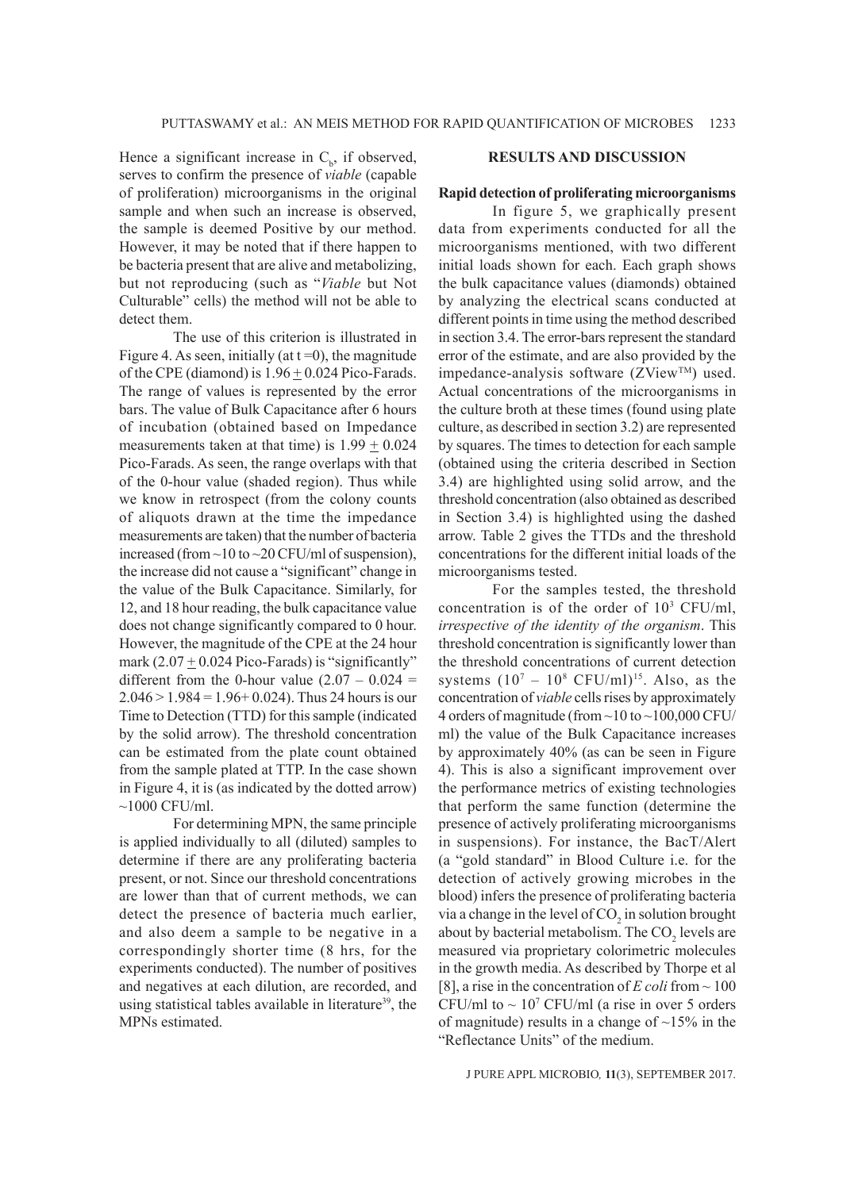Hence a significant increase in $C_b$, if observed, serves to confirm the presence of *viable* (capable of proliferation) microorganisms in the original sample and when such an increase is observed, the sample is deemed Positive by our method. However, it may be noted that if there happen to be bacteria present that are alive and metabolizing, but not reproducing (such as "*Viable* but Not Culturable" cells) the method will not be able to detect them.

The use of this criterion is illustrated in Figure 4. As seen, initially (at t =0), the magnitude of the CPE (diamond) is $1.96 \pm 0.024$ Pico-Farads. The range of values is represented by the error bars. The value of Bulk Capacitance after 6 hours of incubation (obtained based on Impedance measurements taken at that time) is $1.99 \pm 0.024$ Pico-Farads. As seen, the range overlaps with that of the 0-hour value (shaded region). Thus while we know in retrospect (from the colony counts of aliquots drawn at the time the impedance measurements are taken) that the number of bacteria increased (from ~10 to ~20 CFU/ml of suspension), the increase did not cause a "significant" change in the value of the Bulk Capacitance. Similarly, for 12, and 18 hour reading, the bulk capacitance value does not change significantly compared to 0 hour. However, the magnitude of the CPE at the 24 hour mark ($2.07 \pm 0.024$ Pico-Farads) is "significantly" different from the 0-hour value ($2.07 - 0.024 = 2.046 > 1.984 = 1.96 + 0.024$). Thus 24 hours is our Time to Detection (TTD) for this sample (indicated by the solid arrow). The threshold concentration can be estimated from the plate count obtained from the sample plated at TTP. In the case shown in Figure 4, it is (as indicated by the dotted arrow) ~1000 CFU/ml.

For determining MPN, the same principle is applied individually to all (diluted) samples to determine if there are any proliferating bacteria present, or not. Since our threshold concentrations are lower than that of current methods, we can detect the presence of bacteria much earlier, and also deem a sample to be negative in a correspondingly shorter time (8 hrs, for the experiments conducted). The number of positives and negatives at each dilution, are recorded, and using statistical tables available in literature[39], the MPNs estimated.

## RESULTS AND DISCUSSION

### Rapid detection of proliferating microorganisms

In figure 5, we graphically present data from experiments conducted for all the microorganisms mentioned, with two different initial loads shown for each. Each graph shows the bulk capacitance values (diamonds) obtained by analyzing the electrical scans conducted at different points in time using the method described in section 3.4. The error-bars represent the standard error of the estimate, and are also provided by the impedance-analysis software (ZView™) used. Actual concentrations of the microorganisms in the culture broth at these times (found using plate culture, as described in section 3.2) are represented by squares. The times to detection for each sample (obtained using the criteria described in Section 3.4) are highlighted using solid arrow, and the threshold concentration (also obtained as described in Section 3.4) is highlighted using the dashed arrow. Table 2 gives the TTDs and the threshold concentrations for the different initial loads of the microorganisms tested.

For the samples tested, the threshold concentration is of the order of $10^3$ CFU/ml, *irrespective of the identity of the organism*. This threshold concentration is significantly lower than the threshold concentrations of current detection systems ($10^7 - 10^8$ CFU/ml)[15]. Also, as the concentration of *viable* cells rises by approximately 4 orders of magnitude (from ~10 to ~100,000 CFU/ml) the value of the Bulk Capacitance increases by approximately 40% (as can be seen in Figure 4). This is also a significant improvement over the performance metrics of existing technologies that perform the same function (determine the presence of actively proliferating microorganisms in suspensions). For instance, the BacT/Alert (a "gold standard" in Blood Culture i.e. for the detection of actively growing microbes in the blood) infers the presence of proliferating bacteria via a change in the level of $CO_2$ in solution brought about by bacterial metabolism. The $CO_2$ levels are measured via proprietary colorimetric molecules in the growth media. As described by Thorpe et al [8], a rise in the concentration of *E coli* from ~ 100 CFU/ml to ~ $10^7$ CFU/ml (a rise in over 5 orders of magnitude) results in a change of ~15% in the "Reflectance Units" of the medium.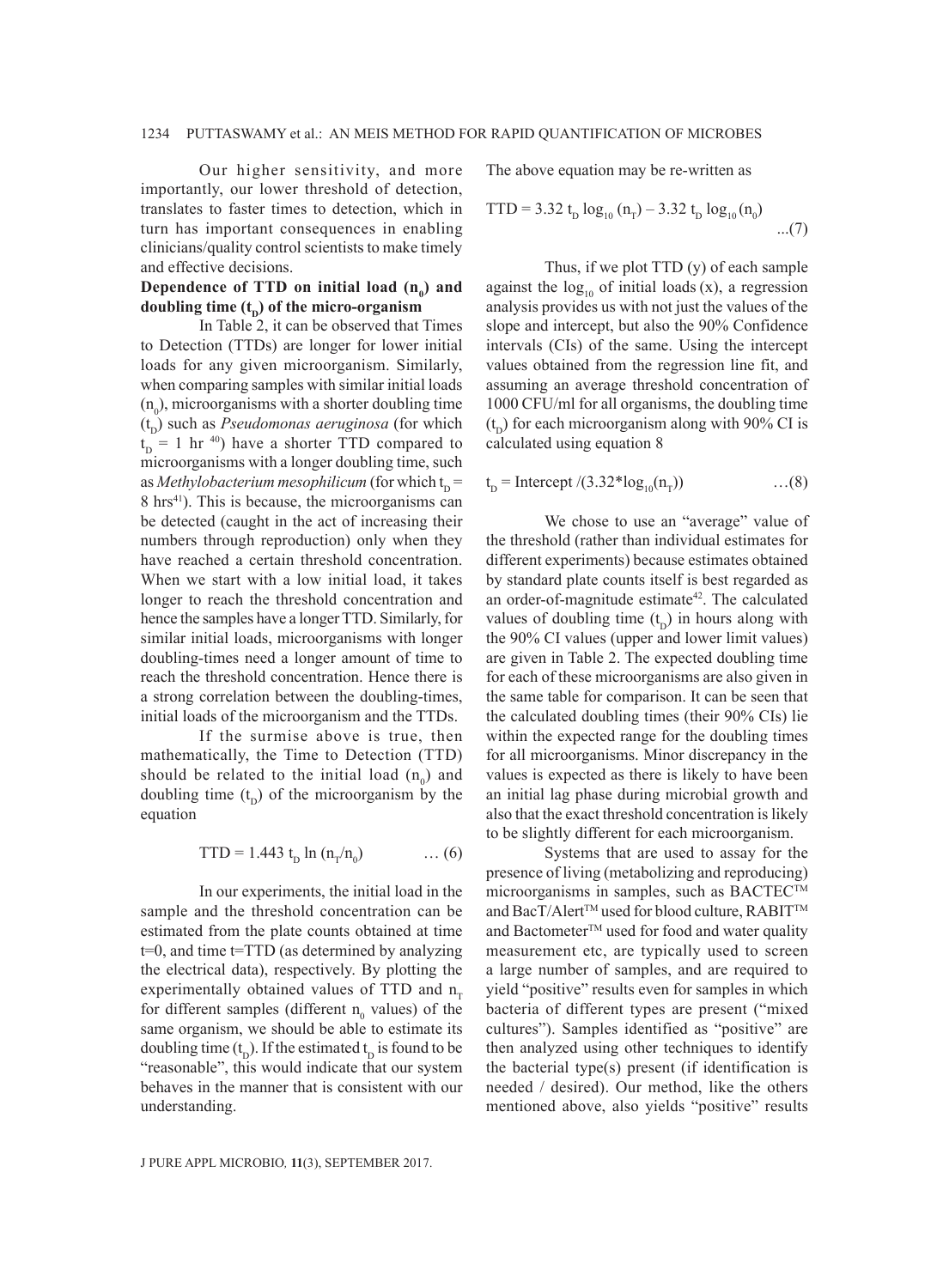Our higher sensitivity, and more importantly, our lower threshold of detection, translates to faster times to detection, which in turn has important consequences in enabling clinicians/quality control scientists to make timely and effective decisions.

### Dependence of TTD on initial load ($n_0$) and doubling time ($t_D$) of the micro-organism

In Table 2, it can be observed that Times to Detection (TTDs) are longer for lower initial loads for any given microorganism. Similarly, when comparing samples with similar initial loads ($n_0$), microorganisms with a shorter doubling time ($t_D$) such as *Pseudomonas aeruginosa* (for which $t_D$ = 1 hr [40]) have a shorter TTD compared to microorganisms with a longer doubling time, such as *Methylobacterium mesophilicum* (for which $t_D$ = 8 hrs[41]). This is because, the microorganisms can be detected (caught in the act of increasing their numbers through reproduction) only when they have reached a certain threshold concentration. When we start with a low initial load, it takes longer to reach the threshold concentration and hence the samples have a longer TTD. Similarly, for similar initial loads, microorganisms with longer doubling-times need a longer amount of time to reach the threshold concentration. Hence there is a strong correlation between the doubling-times, initial loads of the microorganism and the TTDs.

If the surmise above is true, then mathematically, the Time to Detection (TTD) should be related to the initial load ($n_0$) and doubling time ($t_D$) of the microorganism by the equation

$$TTD = 1.443\ t_D \ln (n_T/n_0) \qquad \ldots (6)$$

In our experiments, the initial load in the sample and the threshold concentration can be estimated from the plate counts obtained at time t=0, and time t=TTD (as determined by analyzing the electrical data), respectively. By plotting the experimentally obtained values of TTD and $n_T$ for different samples (different $n_0$ values) of the same organism, we should be able to estimate its doubling time ($t_D$). If the estimated $t_D$ is found to be "reasonable", this would indicate that our system behaves in the manner that is consistent with our understanding.

The above equation may be re-written as

$$TTD = 3.32\ t_D \log_{10} (n_T) - 3.32\ t_D \log_{10} (n_0) \qquad \ldots (7)$$

Thus, if we plot TTD (y) of each sample against the $\log_{10}$ of initial loads (x), a regression analysis provides us with not just the values of the slope and intercept, but also the 90% Confidence intervals (CIs) of the same. Using the intercept values obtained from the regression line fit, and assuming an average threshold concentration of 1000 CFU/ml for all organisms, the doubling time ($t_D$) for each microorganism along with 90% CI is calculated using equation 8

$$t_D = \text{Intercept} / (3.32 * \log_{10}(n_T)) \qquad \ldots (8)$$

We chose to use an "average" value of the threshold (rather than individual estimates for different experiments) because estimates obtained by standard plate counts itself is best regarded as an order-of-magnitude estimate[42]. The calculated values of doubling time ($t_D$) in hours along with the 90% CI values (upper and lower limit values) are given in Table 2. The expected doubling time for each of these microorganisms are also given in the same table for comparison. It can be seen that the calculated doubling times (their 90% CIs) lie within the expected range for the doubling times for all microorganisms. Minor discrepancy in the values is expected as there is likely to have been an initial lag phase during microbial growth and also that the exact threshold concentration is likely to be slightly different for each microorganism.

Systems that are used to assay for the presence of living (metabolizing and reproducing) microorganisms in samples, such as BACTEC™ and BacT/Alert™ used for blood culture, RABIT™ and Bactometer™ used for food and water quality measurement etc, are typically used to screen a large number of samples, and are required to yield "positive" results even for samples in which bacteria of different types are present ("mixed cultures"). Samples identified as "positive" are then analyzed using other techniques to identify the bacterial type(s) present (if identification is needed / desired). Our method, like the others mentioned above, also yields "positive" results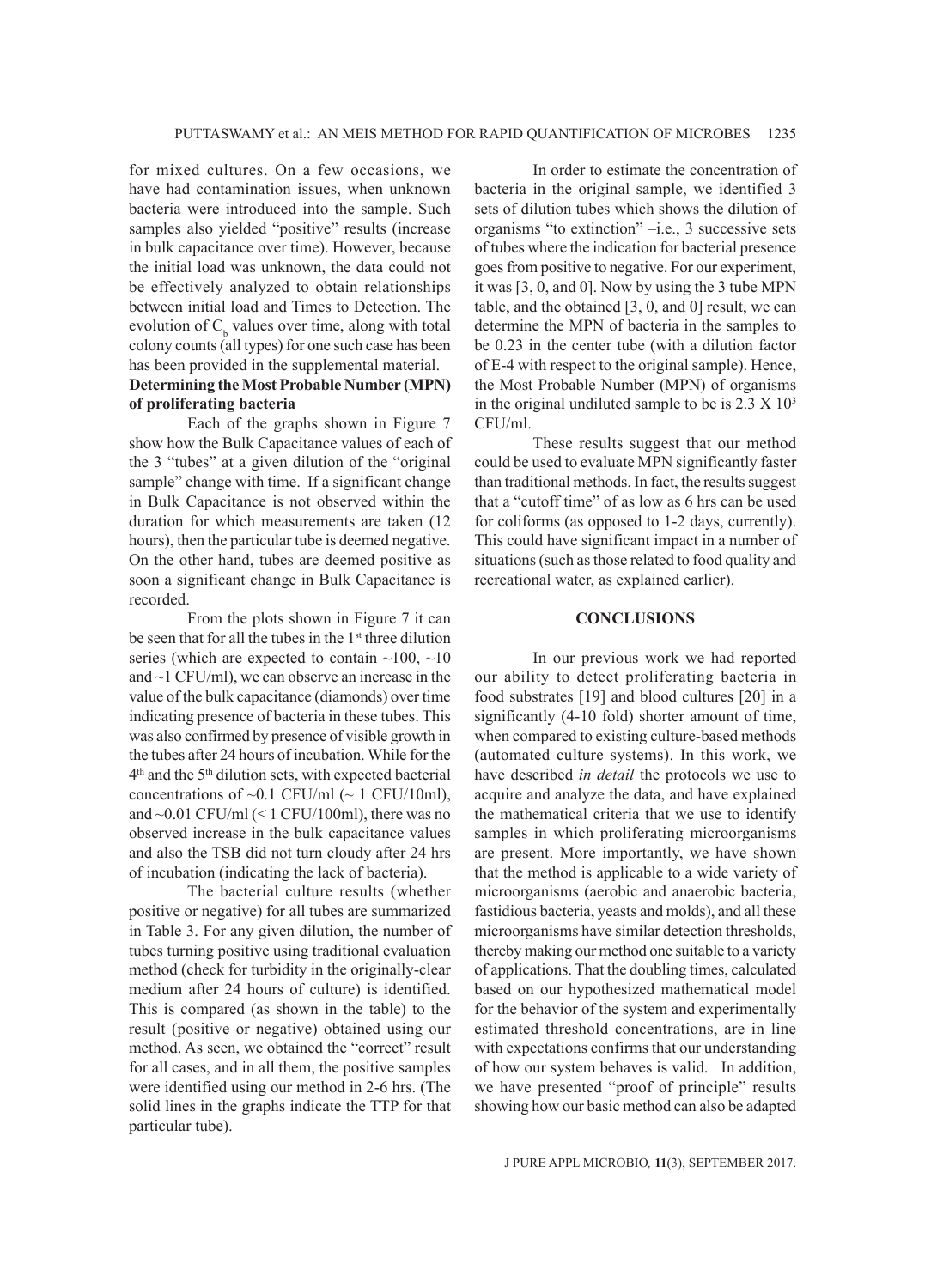for mixed cultures. On a few occasions, we have had contamination issues, when unknown bacteria were introduced into the sample. Such samples also yielded "positive" results (increase in bulk capacitance over time). However, because the initial load was unknown, the data could not be effectively analyzed to obtain relationships between initial load and Times to Detection. The evolution of $C_b$ values over time, along with total colony counts (all types) for one such case has been has been provided in the supplemental material.

**Determining the Most Probable Number (MPN) of proliferating bacteria**

Each of the graphs shown in Figure 7 show how the Bulk Capacitance values of each of the 3 "tubes" at a given dilution of the "original sample" change with time. If a significant change in Bulk Capacitance is not observed within the duration for which measurements are taken (12 hours), then the particular tube is deemed negative. On the other hand, tubes are deemed positive as soon a significant change in Bulk Capacitance is recorded.

From the plots shown in Figure 7 it can be seen that for all the tubes in the 1st three dilution series (which are expected to contain ~100, ~10 and ~1 CFU/ml), we can observe an increase in the value of the bulk capacitance (diamonds) over time indicating presence of bacteria in these tubes. This was also confirmed by presence of visible growth in the tubes after 24 hours of incubation. While for the 4th and the 5th dilution sets, with expected bacterial concentrations of ~0.1 CFU/ml (~ 1 CFU/10ml), and ~0.01 CFU/ml (< 1 CFU/100ml), there was no observed increase in the bulk capacitance values and also the TSB did not turn cloudy after 24 hrs of incubation (indicating the lack of bacteria).

The bacterial culture results (whether positive or negative) for all tubes are summarized in Table 3. For any given dilution, the number of tubes turning positive using traditional evaluation method (check for turbidity in the originally-clear medium after 24 hours of culture) is identified. This is compared (as shown in the table) to the result (positive or negative) obtained using our method. As seen, we obtained the "correct" result for all cases, and in all them, the positive samples were identified using our method in 2-6 hrs. (The solid lines in the graphs indicate the TTP for that particular tube).

In order to estimate the concentration of bacteria in the original sample, we identified 3 sets of dilution tubes which shows the dilution of organisms "to extinction" –i.e., 3 successive sets of tubes where the indication for bacterial presence goes from positive to negative. For our experiment, it was [3, 0, and 0]. Now by using the 3 tube MPN table, and the obtained [3, 0, and 0] result, we can determine the MPN of bacteria in the samples to be 0.23 in the center tube (with a dilution factor of E-4 with respect to the original sample). Hence, the Most Probable Number (MPN) of organisms in the original undiluted sample to be is $2.3 \times 10^3$ CFU/ml.

These results suggest that our method could be used to evaluate MPN significantly faster than traditional methods. In fact, the results suggest that a "cutoff time" of as low as 6 hrs can be used for coliforms (as opposed to 1-2 days, currently). This could have significant impact in a number of situations (such as those related to food quality and recreational water, as explained earlier).

## CONCLUSIONS

In our previous work we had reported our ability to detect proliferating bacteria in food substrates [19] and blood cultures [20] in a significantly (4-10 fold) shorter amount of time, when compared to existing culture-based methods (automated culture systems). In this work, we have described *in detail* the protocols we use to acquire and analyze the data, and have explained the mathematical criteria that we use to identify samples in which proliferating microorganisms are present. More importantly, we have shown that the method is applicable to a wide variety of microorganisms (aerobic and anaerobic bacteria, fastidious bacteria, yeasts and molds), and all these microorganisms have similar detection thresholds, thereby making our method one suitable to a variety of applications. That the doubling times, calculated based on our hypothesized mathematical model for the behavior of the system and experimentally estimated threshold concentrations, are in line with expectations confirms that our understanding of how our system behaves is valid. In addition, we have presented "proof of principle" results showing how our basic method can also be adapted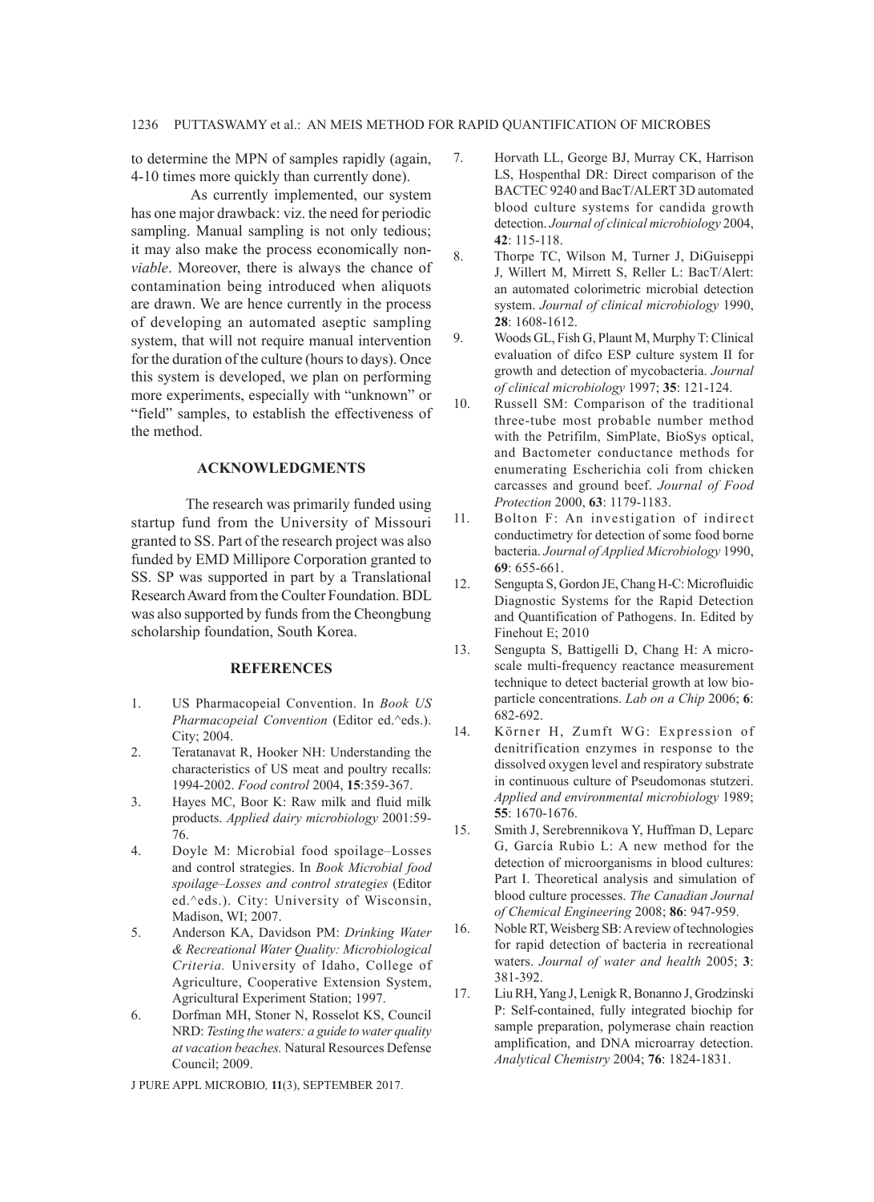to determine the MPN of samples rapidly (again, 4-10 times more quickly than currently done).

As currently implemented, our system has one major drawback: viz. the need for periodic sampling. Manual sampling is not only tedious; it may also make the process economically non-*viable*. Moreover, there is always the chance of contamination being introduced when aliquots are drawn. We are hence currently in the process of developing an automated aseptic sampling system, that will not require manual intervention for the duration of the culture (hours to days). Once this system is developed, we plan on performing more experiments, especially with "unknown" or "field" samples, to establish the effectiveness of the method.

## ACKNOWLEDGMENTS

The research was primarily funded using startup fund from the University of Missouri granted to SS. Part of the research project was also funded by EMD Millipore Corporation granted to SS. SP was supported in part by a Translational Research Award from the Coulter Foundation. BDL was also supported by funds from the Cheongbung scholarship foundation, South Korea.

## REFERENCES

1. US Pharmacopeial Convention. In *Book US Pharmacopeial Convention* (Editor ed.^eds.). City; 2004.
2. Teratanavat R, Hooker NH: Understanding the characteristics of US meat and poultry recalls: 1994-2002. *Food control* 2004, **15**:359-367.
3. Hayes MC, Boor K: Raw milk and fluid milk products. *Applied dairy microbiology* 2001:59-76.
4. Doyle M: Microbial food spoilage–Losses and control strategies. In *Book Microbial food spoilage–Losses and control strategies* (Editor ed.^eds.). City: University of Wisconsin, Madison, WI; 2007.
5. Anderson KA, Davidson PM: *Drinking Water & Recreational Water Quality: Microbiological Criteria.* University of Idaho, College of Agriculture, Cooperative Extension System, Agricultural Experiment Station; 1997.
6. Dorfman MH, Stoner N, Rosselot KS, Council NRD: *Testing the waters: a guide to water quality at vacation beaches.* Natural Resources Defense Council; 2009.
7. Horvath LL, George BJ, Murray CK, Harrison LS, Hospenthal DR: Direct comparison of the BACTEC 9240 and BacT/ALERT 3D automated blood culture systems for candida growth detection. *Journal of clinical microbiology* 2004, **42**: 115-118.
8. Thorpe TC, Wilson M, Turner J, DiGuiseppi J, Willert M, Mirrett S, Reller L: BacT/Alert: an automated colorimetric microbial detection system. *Journal of clinical microbiology* 1990, **28**: 1608-1612.
9. Woods GL, Fish G, Plaunt M, Murphy T: Clinical evaluation of difco ESP culture system II for growth and detection of mycobacteria. *Journal of clinical microbiology* 1997; **35**: 121-124.
10. Russell SM: Comparison of the traditional three-tube most probable number method with the Petrifilm, SimPlate, BioSys optical, and Bactometer conductance methods for enumerating Escherichia coli from chicken carcasses and ground beef. *Journal of Food Protection* 2000, **63**: 1179-1183.
11. Bolton F: An investigation of indirect conductimetry for detection of some food borne bacteria. *Journal of Applied Microbiology* 1990, **69**: 655-661.
12. Sengupta S, Gordon JE, Chang H-C: Microfluidic Diagnostic Systems for the Rapid Detection and Quantification of Pathogens. In. Edited by Finehout E; 2010
13. Sengupta S, Battigelli D, Chang H: A micro-scale multi-frequency reactance measurement technique to detect bacterial growth at low bio-particle concentrations. *Lab on a Chip* 2006; **6**: 682-692.
14. Körner H, Zumft WG: Expression of denitrification enzymes in response to the dissolved oxygen level and respiratory substrate in continuous culture of Pseudomonas stutzeri. *Applied and environmental microbiology* 1989; **55**: 1670-1676.
15. Smith J, Serebrennikova Y, Huffman D, Leparc G, García Rubio L: A new method for the detection of microorganisms in blood cultures: Part I. Theoretical analysis and simulation of blood culture processes. *The Canadian Journal of Chemical Engineering* 2008; **86**: 947-959.
16. Noble RT, Weisberg SB: A review of technologies for rapid detection of bacteria in recreational waters. *Journal of water and health* 2005; **3**: 381-392.
17. Liu RH, Yang J, Lenigk R, Bonanno J, Grodzinski P: Self-contained, fully integrated biochip for sample preparation, polymerase chain reaction amplification, and DNA microarray detection. *Analytical Chemistry* 2004; **76**: 1824-1831.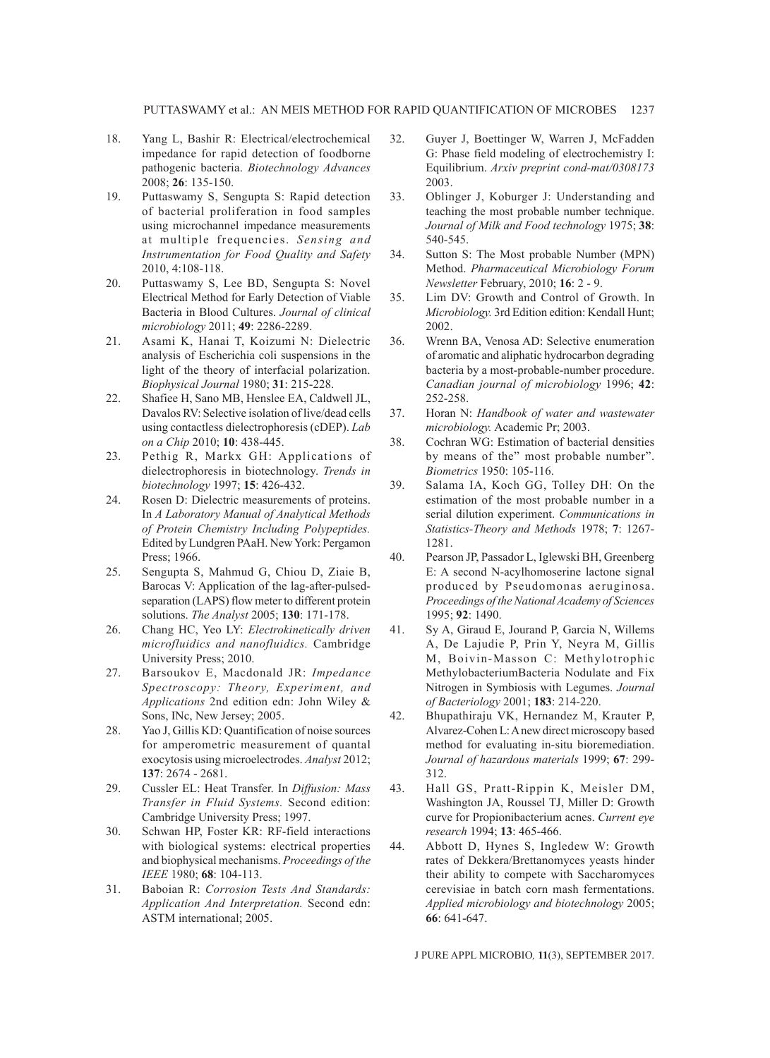18. Yang L, Bashir R: Electrical/electrochemical impedance for rapid detection of foodborne pathogenic bacteria. *Biotechnology Advances* 2008; **26**: 135-150.
19. Puttaswamy S, Sengupta S: Rapid detection of bacterial proliferation in food samples using microchannel impedance measurements at multiple frequencies. *Sensing and Instrumentation for Food Quality and Safety* 2010, 4:108-118.
20. Puttaswamy S, Lee BD, Sengupta S: Novel Electrical Method for Early Detection of Viable Bacteria in Blood Cultures. *Journal of clinical microbiology* 2011; **49**: 2286-2289.
21. Asami K, Hanai T, Koizumi N: Dielectric analysis of Escherichia coli suspensions in the light of the theory of interfacial polarization. *Biophysical Journal* 1980; **31**: 215-228.
22. Shafiee H, Sano MB, Henslee EA, Caldwell JL, Davalos RV: Selective isolation of live/dead cells using contactless dielectrophoresis (cDEP). *Lab on a Chip* 2010; **10**: 438-445.
23. Pethig R, Markx GH: Applications of dielectrophoresis in biotechnology. *Trends in biotechnology* 1997; **15**: 426-432.
24. Rosen D: Dielectric measurements of proteins. In *A Laboratory Manual of Analytical Methods of Protein Chemistry Including Polypeptides.* Edited by Lundgren PAaH. New York: Pergamon Press; 1966.
25. Sengupta S, Mahmud G, Chiou D, Ziaie B, Barocas V: Application of the lag-after-pulsed-separation (LAPS) flow meter to different protein solutions. *The Analyst* 2005; **130**: 171-178.
26. Chang HC, Yeo LY: *Electrokinetically driven microfluidics and nanofluidics.* Cambridge University Press; 2010.
27. Barsoukov E, Macdonald JR: *Impedance Spectroscopy: Theory, Experiment, and Applications* 2nd edition edn: John Wiley & Sons, INc, New Jersey; 2005.
28. Yao J, Gillis KD: Quantification of noise sources for amperometric measurement of quantal exocytosis using microelectrodes. *Analyst* 2012; **137**: 2674 - 2681.
29. Cussler EL: Heat Transfer. In *Diffusion: Mass Transfer in Fluid Systems.* Second edition: Cambridge University Press; 1997.
30. Schwan HP, Foster KR: RF-field interactions with biological systems: electrical properties and biophysical mechanisms. *Proceedings of the IEEE* 1980; **68**: 104-113.
31. Baboian R: *Corrosion Tests And Standards: Application And Interpretation.* Second edn: ASTM international; 2005.
32. Guyer J, Boettinger W, Warren J, McFadden G: Phase field modeling of electrochemistry I: Equilibrium. *Arxiv preprint cond-mat/0308173* 2003.
33. Oblinger J, Koburger J: Understanding and teaching the most probable number technique. *Journal of Milk and Food technology* 1975; **38**: 540-545.
34. Sutton S: The Most probable Number (MPN) Method. *Pharmaceutical Microbiology Forum Newsletter* February, 2010; **16**: 2 - 9.
35. Lim DV: Growth and Control of Growth. In *Microbiology.* 3rd Edition edition: Kendall Hunt; 2002.
36. Wrenn BA, Venosa AD: Selective enumeration of aromatic and aliphatic hydrocarbon degrading bacteria by a most-probable-number procedure. *Canadian journal of microbiology* 1996; **42**: 252-258.
37. Horan N: *Handbook of water and wastewater microbiology.* Academic Pr; 2003.
38. Cochran WG: Estimation of bacterial densities by means of the" most probable number". *Biometrics* 1950: 105-116.
39. Salama IA, Koch GG, Tolley DH: On the estimation of the most probable number in a serial dilution experiment. *Communications in Statistics-Theory and Methods* 1978; **7**: 1267-1281.
40. Pearson JP, Passador L, Iglewski BH, Greenberg E: A second N-acylhomoserine lactone signal produced by Pseudomonas aeruginosa. *Proceedings of the National Academy of Sciences* 1995; **92**: 1490.
41. Sy A, Giraud E, Jourand P, Garcia N, Willems A, De Lajudie P, Prin Y, Neyra M, Gillis M, Boivin-Masson C: Methylotrophic MethylobacteriumBacteria Nodulate and Fix Nitrogen in Symbiosis with Legumes. *Journal of Bacteriology* 2001; **183**: 214-220.
42. Bhupathiraju VK, Hernandez M, Krauter P, Alvarez-Cohen L: A new direct microscopy based method for evaluating in-situ bioremediation. *Journal of hazardous materials* 1999; **67**: 299-312.
43. Hall GS, Pratt-Rippin K, Meisler DM, Washington JA, Roussel TJ, Miller D: Growth curve for Propionibacterium acnes. *Current eye research* 1994; **13**: 465-466.
44. Abbott D, Hynes S, Ingledew W: Growth rates of Dekkera/Brettanomyces yeasts hinder their ability to compete with Saccharomyces cerevisiae in batch corn mash fermentations. *Applied microbiology and biotechnology* 2005; **66**: 641-647.